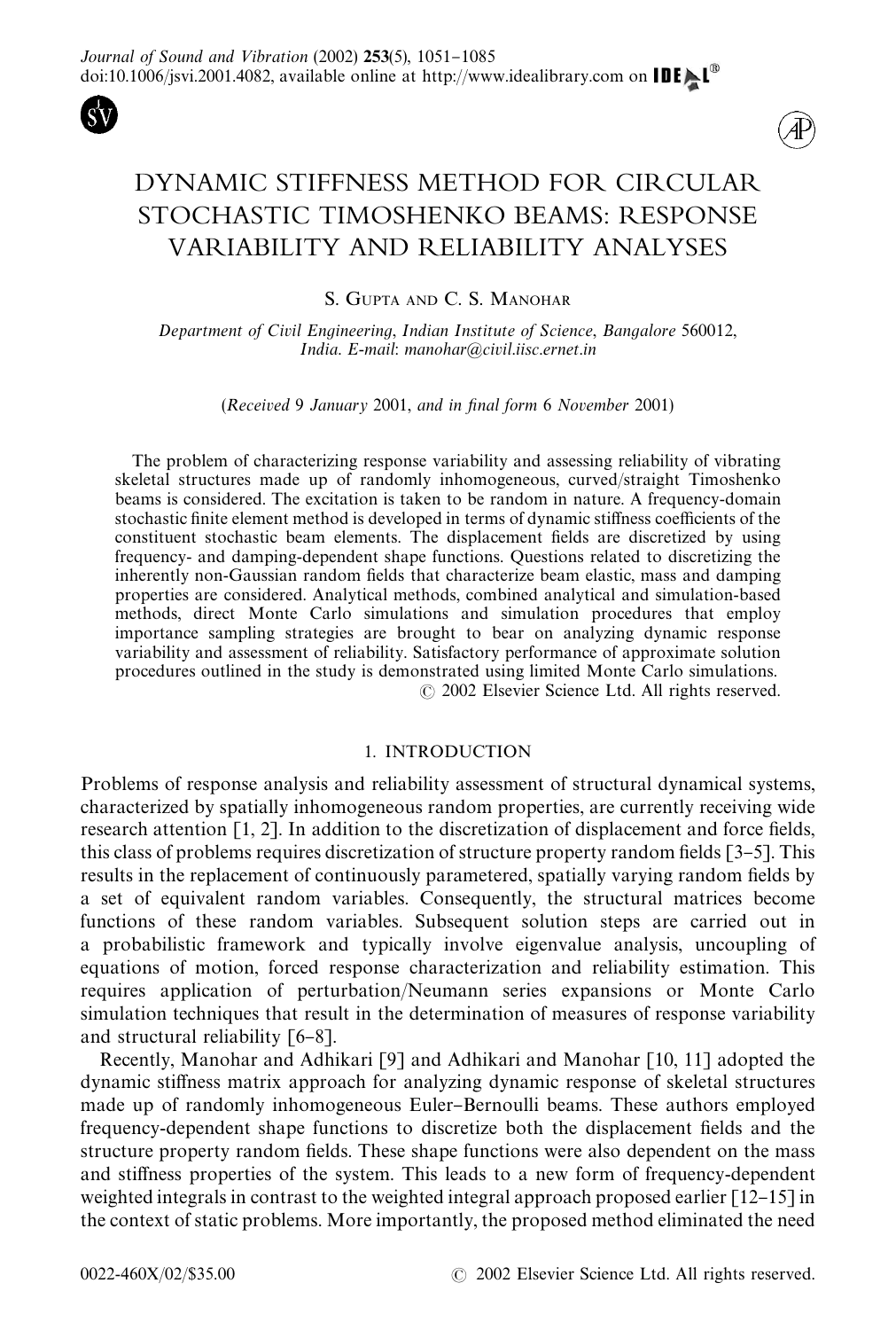# DYNAMIC STIFFNESS METHOD FOR CIRCULAR STOCHASTIC TIMOSHENKO BEAMS: RESPONSE VARIABILITY AND RELIABILITY ANALYSES

S. Gupta and C. S. Manohar

*Department of Civil Engineering, Indian Institute of Science, Bangalore 560012, India. E-mail: manohar@civil.iisc.ernet.in*

(*Received* 9 *January* 2001, *and in final form* 6 *November* 2001)

The problem of characterizing response variability and assessing reliability of vibrating skeletal structures made up of randomly inhomogeneous, curved/straight Timoshenko beams is considered. The excitation is taken to be random in nature. A frequency-domain stochastic finite element method is developed in terms of dynamic stiffness coefficients of the constituent stochastic beam elements. The displacement fields are discretized by using frequency- and damping-dependent shape functions. Questions related to discretizing the inherently non-Gaussian random fields that characterize beam elastic, mass and damping properties are considered. Analytical methods, combined analytical and simulation-based methods, direct Monte Carlo simulations and simulation procedures that employ importance sampling strategies are brought to bear on analyzing dynamic response variability and assessment of reliability. Satisfactory performance of approximate solution procedures outlined in the study is demonstrated using limited Monte Carlo simulations.

© 2002 Elsevier Science Ltd. All rights reserved.

## 1. INTRODUCTION

Problems of response analysis and reliability assessment of structural dynamical systems, characterized by spatially inhomogeneous random properties, are currently receiving wide research attention [1, 2]. In addition to the discretization of displacement and force fields, this class of problems requires discretization of structure property random fields [3–5]. This results in the replacement of continuously parametered, spatially varying random fields by a set of equivalent random variables. Consequently, the structural matrices become functions of these random variables. Subsequent solution steps are carried out in a probabilistic framework and typically involve eigenvalue analysis, uncoupling of equations of motion, forced response characterization and reliability estimation. This requires application of perturbation/Neumann series expansions or Monte Carlo simulation techniques that result in the determination of measures of response variability and structural reliability [6–8].

Recently, Manohar and Adhikari [9] and Adhikari and Manohar [10, 11] adopted the dynamic stiffness matrix approach for analyzing dynamic response of skeletal structures made up of randomly inhomogeneous Euler–Bernoulli beams. These authors employed frequency-dependent shape functions to discretize both the displacement fields and the structure property random fields. These shape functions were also dependent on the mass and stiffness properties of the system. This leads to a new form of frequency-dependent weighted integrals in contrast to the weighted integral approach proposed earlier [12–15] in the context of static problems. More importantly, the proposed method eliminated the need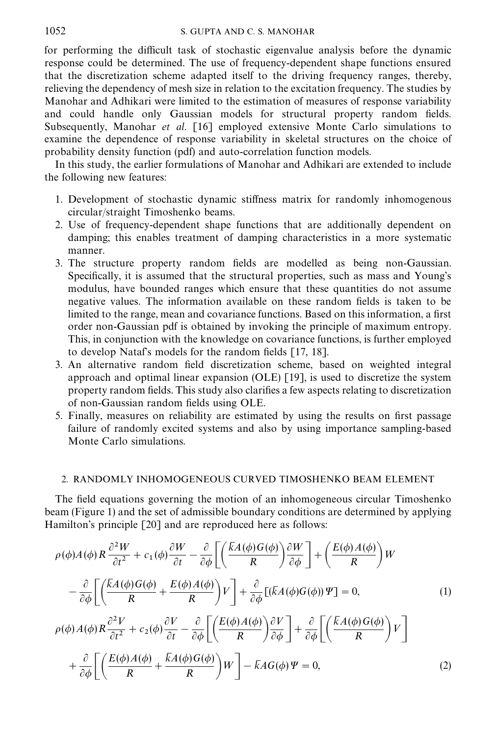for performing the difficult task of stochastic eigenvalue analysis before the dynamic response could be determined. The use of frequency-dependent shape functions ensured that the discretization scheme adapted itself to the driving frequency ranges, thereby, relieving the dependency of mesh size in relation to the excitation frequency. The studies by Manohar and Adhikari were limited to the estimation of measures of response variability and could handle only Gaussian models for structural property random fields. Subsequently, Manohar *et al.* [16] employed extensive Monte Carlo simulations to examine the dependence of response variability in skeletal structures on the choice of probability density function (pdf) and auto-correlation function models.

In this study, the earlier formulations of Manohar and Adhikari are extended to include the following new features:

1. Development of stochastic dynamic stiffness matrix for randomly inhomogenous circular/straight Timoshenko beams.
2. Use of frequency-dependent shape functions that are additionally dependent on damping; this enables treatment of damping characteristics in a more systematic manner.
3. The structure property random fields are modelled as being non-Gaussian. Specifically, it is assumed that the structural properties, such as mass and Young's modulus, have bounded ranges which ensure that these quantities do not assume negative values. The information available on these random fields is taken to be limited to the range, mean and covariance functions. Based on this information, a first order non-Gaussian pdf is obtained by invoking the principle of maximum entropy. This, in conjunction with the knowledge on covariance functions, is further employed to develop Nataf's models for the random fields [17, 18].
3. An alternative random field discretization scheme, based on weighted integral approach and optimal linear expansion (OLE) [19], is used to discretize the system property random fields. This study also clarifies a few aspects relating to discretization of non-Gaussian random fields using OLE.
5. Finally, measures on reliability are estimated by using the results on first passage failure of randomly excited systems and also by using importance sampling-based Monte Carlo simulations.

## 2. RANDOMLY INHOMOGENEOUS CURVED TIMOSHENKO BEAM ELEMENT

The field equations governing the motion of an inhomogeneous circular Timoshenko beam (Figure 1) and the set of admissible boundary conditions are determined by applying Hamilton's principle [20] and are reproduced here as follows:

$$\rho(\phi)A(\phi)R\frac{\partial^2 W}{\partial t^2} + c_1(\phi)\frac{\partial W}{\partial t} - \frac{\partial}{\partial \phi}\left[\left(\frac{\bar{k}A(\phi)G(\phi)}{R}\right)\frac{\partial W}{\partial \phi}\right] + \left(\frac{E(\phi)A(\phi)}{R}\right)W$$
$$- \frac{\partial}{\partial \phi}\left[\left(\frac{\bar{k}A(\phi)G(\phi)}{R} + \frac{E(\phi)A(\phi)}{R}\right)V\right] + \frac{\partial}{\partial \phi}[(\bar{k}A(\phi)G(\phi))\Psi] = 0, \qquad (1)$$

$$\rho(\phi)A(\phi)R\frac{\partial^2 V}{\partial t^2} + c_2(\phi)\frac{\partial V}{\partial t} - \frac{\partial}{\partial \phi}\left[\left(\frac{E(\phi)A(\phi)}{R}\right)\frac{\partial V}{\partial \phi}\right] + \frac{\partial}{\partial \phi}\left[\left(\frac{\bar{k}A(\phi)G(\phi)}{R}\right)V\right]$$
$$+ \frac{\partial}{\partial \phi}\left[\left(\frac{E(\phi)A(\phi)}{R} + \frac{\bar{k}A(\phi)G(\phi)}{R}\right)W\right] - \bar{k}AG(\phi)\Psi = 0, \qquad (2)$$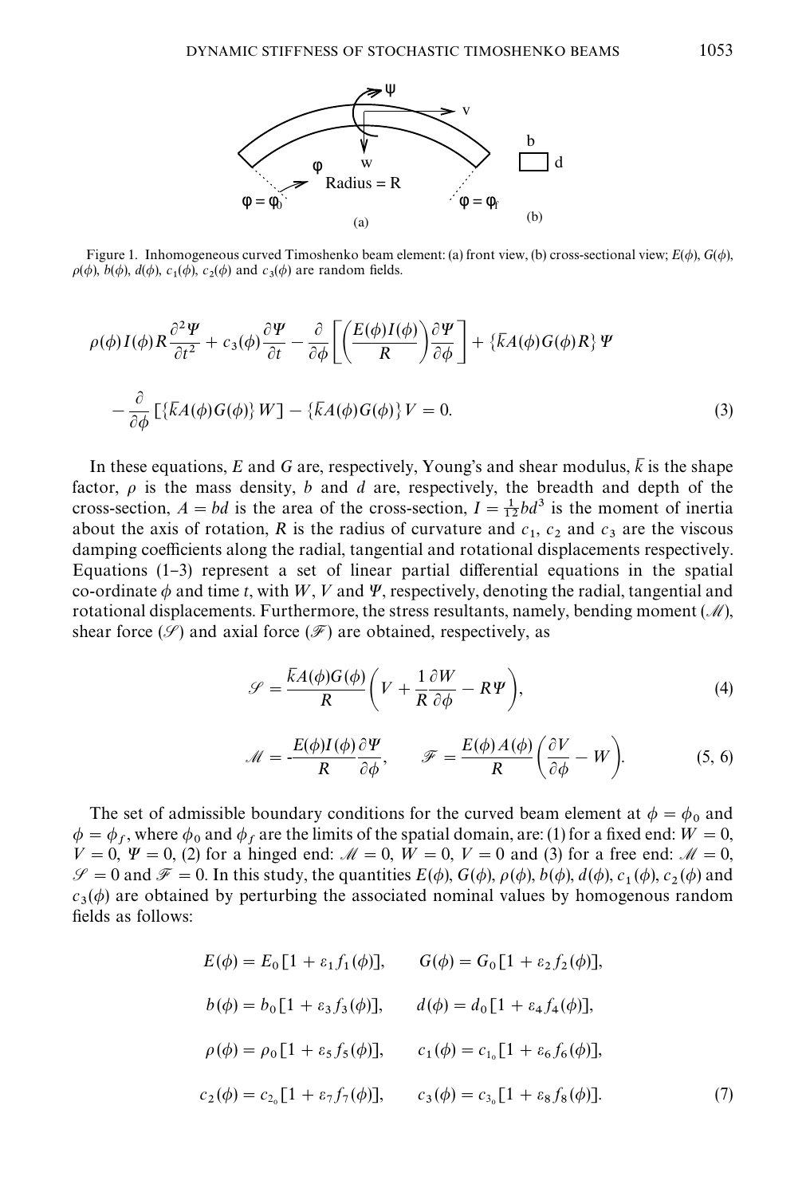Figure 1. Inhomogeneous curved Timoshenko beam element: (a) front view, (b) cross-sectional view; $E(\phi)$, $G(\phi)$, $\rho(\phi)$, $b(\phi)$, $d(\phi)$, $c_1(\phi)$, $c_2(\phi)$ and $c_3(\phi)$ are random fields.

$$\rho(\phi) I(\phi) R \frac{\partial^2 \Psi}{\partial t^2} + c_3(\phi) \frac{\partial \Psi}{\partial t} - \frac{\partial}{\partial \phi}\left[\left(\frac{E(\phi) I(\phi)}{R}\right)\frac{\partial \Psi}{\partial \phi}\right] + \{\bar{k} A(\phi) G(\phi) R\} \Psi$$

$$- \frac{\partial}{\partial \phi}\left[\{\bar{k} A(\phi) G(\phi)\} W\right] - \{\bar{k} A(\phi) G(\phi)\} V = 0. \tag{3}$$

In these equations, $E$ and $G$ are, respectively, Young's and shear modulus, $\bar{k}$ is the shape factor, $\rho$ is the mass density, $b$ and $d$ are, respectively, the breadth and depth of the cross-section, $A = bd$ is the area of the cross-section, $I = \frac{1}{12} bd^3$ is the moment of inertia about the axis of rotation, $R$ is the radius of curvature and $c_1$, $c_2$ and $c_3$ are the viscous damping coefficients along the radial, tangential and rotational displacements respectively. Equations (1–3) represent a set of linear partial differential equations in the spatial co-ordinate $\phi$ and time $t$, with $W$, $V$ and $\Psi$, respectively, denoting the radial, tangential and rotational displacements. Furthermore, the stress resultants, namely, bending moment ($\mathscr{M}$), shear force ($\mathscr{S}$) and axial force ($\mathscr{F}$) are obtained, respectively, as

$$\mathscr{S} = \frac{\bar{k} A(\phi) G(\phi)}{R}\left(V + \frac{1}{R}\frac{\partial W}{\partial \phi} - R\Psi\right), \tag{4}$$

$$\mathscr{M} = -\frac{E(\phi) I(\phi)}{R}\frac{\partial \Psi}{\partial \phi}, \qquad \mathscr{F} = \frac{E(\phi) A(\phi)}{R}\left(\frac{\partial V}{\partial \phi} - W\right). \tag{5, 6}$$

The set of admissible boundary conditions for the curved beam element at $\phi = \phi_0$ and $\phi = \phi_f$, where $\phi_0$ and $\phi_f$ are the limits of the spatial domain, are: (1) for a fixed end: $W = 0$, $V = 0$, $\Psi = 0$, (2) for a hinged end: $\mathscr{M} = 0$, $W = 0$, $V = 0$ and (3) for a free end: $\mathscr{M} = 0$, $\mathscr{S} = 0$ and $\mathscr{F} = 0$. In this study, the quantities $E(\phi)$, $G(\phi)$, $\rho(\phi)$, $b(\phi)$, $d(\phi)$, $c_1(\phi)$, $c_2(\phi)$ and $c_3(\phi)$ are obtained by perturbing the associated nominal values by homogenous random fields as follows:

$$E(\phi) = E_0[1 + \varepsilon_1 f_1(\phi)], \qquad G(\phi) = G_0[1 + \varepsilon_2 f_2(\phi)],$$

$$b(\phi) = b_0[1 + \varepsilon_3 f_3(\phi)], \qquad d(\phi) = d_0[1 + \varepsilon_4 f_4(\phi)],$$

$$\rho(\phi) = \rho_0[1 + \varepsilon_5 f_5(\phi)], \qquad c_1(\phi) = c_{1_0}[1 + \varepsilon_6 f_6(\phi)],$$

$$c_2(\phi) = c_{2_0}[1 + \varepsilon_7 f_7(\phi)], \qquad c_3(\phi) = c_{3_0}[1 + \varepsilon_8 f_8(\phi)]. \tag{7}$$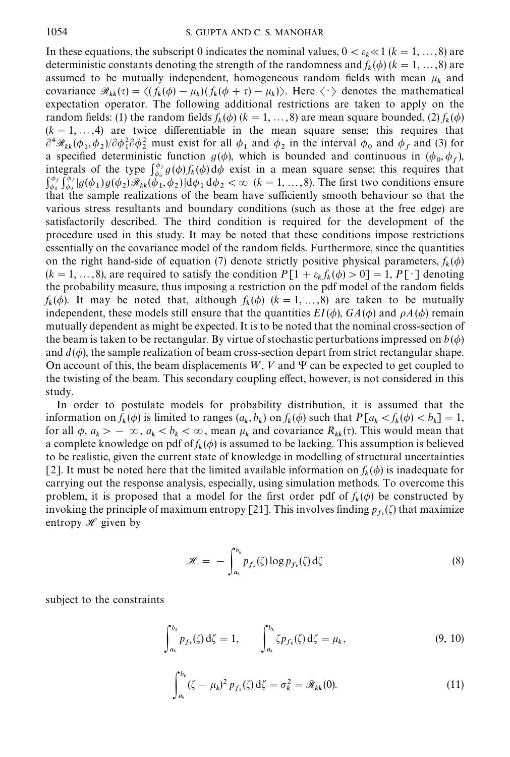In these equations, the subscript 0 indicates the nominal values, $0 < \varepsilon_k \ll 1$ $(k = 1, \ldots, 8)$ are deterministic constants denoting the strength of the randomness and $f_k(\phi)$ $(k = 1, \ldots, 8)$ are assumed to be mutually independent, homogeneous random fields with mean $\mu_k$ and covariance $\mathscr{R}_{kk}(\tau) = \langle (f_k(\phi) - \mu_k)(f_k(\phi + \tau) - \mu_k) \rangle$. Here $\langle \cdot \rangle$ denotes the mathematical expectation operator. The following additional restrictions are taken to apply on the random fields: (1) the random fields $f_k(\phi)$ $(k = 1, \ldots, 8)$ are mean square bounded, (2) $f_k(\phi)$ $(k = 1, \ldots, 4)$ are twice differentiable in the mean square sense; this requires that $\partial^4 \mathscr{R}_{kk}(\phi_1, \phi_2)/\partial \phi_1^2 \partial \phi_2^2$ must exist for all $\phi_1$ and $\phi_2$ in the interval $\phi_0$ and $\phi_f$ and (3) for a specified deterministic function $g(\phi)$, which is bounded and continuous in $(\phi_0, \phi_f)$, integrals of the type $\int_{\phi_0}^{\phi_f} g(\phi) f_k(\phi)\, \mathrm{d}\phi$ exist in a mean square sense; this requires that $\int_{\phi_0}^{\phi_f} \int_{\phi_0}^{\phi_f} |g(\phi_1) g(\phi_2) \mathscr{R}_{kk}(\phi_1, \phi_2)| \mathrm{d}\phi_1\, \mathrm{d}\phi_2 < \infty$ $(k = 1, \ldots, 8)$. The first two conditions ensure that the sample realizations of the beam have sufficiently smooth behaviour so that the various stress resultants and boundary conditions (such as those at the free edge) are satisfactorily described. The third condition is required for the development of the procedure used in this study. It may be noted that these conditions impose restrictions essentially on the covariance model of the random fields. Furthermore, since the quantities on the right hand-side of equation (7) denote strictly positive physical parameters, $f_k(\phi)$ $(k = 1, \ldots, 8)$, are required to satisfy the condition $P[1 + \varepsilon_k f_k(\phi) > 0] = 1$, $P[\cdot]$ denoting the probability measure, thus imposing a restriction on the pdf model of the random fields $f_k(\phi)$. It may be noted that, although $f_k(\phi)$ $(k = 1, \ldots, 8)$ are taken to be mutually independent, these models still ensure that the quantities $EI(\phi)$, $GA(\phi)$ and $\rho A(\phi)$ remain mutually dependent as might be expected. It is to be noted that the nominal cross-section of the beam is taken to be rectangular. By virtue of stochastic perturbations impressed on $b(\phi)$ and $d(\phi)$, the sample realization of beam cross-section depart from strict rectangular shape. On account of this, the beam displacements $W$, $V$ and $\Psi$ can be expected to get coupled to the twisting of the beam. This secondary coupling effect, however, is not considered in this study.

In order to postulate models for probability distribution, it is assumed that the information on $f_k(\phi)$ is limited to ranges $(a_k, b_k)$ on $f_k(\phi)$ such that $P[a_k < f_k(\phi) < b_k] = 1$, for all $\phi$, $a_k > -\infty$, $a_k < b_k < \infty$, mean $\mu_k$ and covariance $R_{kk}(\tau)$. This would mean that a complete knowledge on pdf of $f_k(\phi)$ is assumed to be lacking. This assumption is believed to be realistic, given the current state of knowledge in modelling of structural uncertainties [2]. It must be noted here that the limited available information on $f_k(\phi)$ is inadequate for carrying out the response analysis, especially, using simulation methods. To overcome this problem, it is proposed that a model for the first order pdf of $f_k(\phi)$ be constructed by invoking the principle of maximum entropy [21]. This involves finding $p_{f_k}(\zeta)$ that maximize entropy $\mathscr{H}$ given by

$$\mathscr{H} = -\int_{a_k}^{b_k} p_{f_k}(\zeta) \log p_{f_k}(\zeta)\, \mathrm{d}\zeta \tag{8}$$

subject to the constraints

$$\int_{a_k}^{b_k} p_{f_k}(\zeta)\, \mathrm{d}\zeta = 1, \qquad \int_{a_k}^{b_k} \zeta p_{f_k}(\zeta)\, \mathrm{d}\zeta = \mu_k, \tag{9, 10}$$

$$\int_{a_k}^{b_k} (\zeta - \mu_k)^2 p_{f_k}(\zeta)\, \mathrm{d}\zeta = \sigma_k^2 = \mathscr{R}_{kk}(0). \tag{11}$$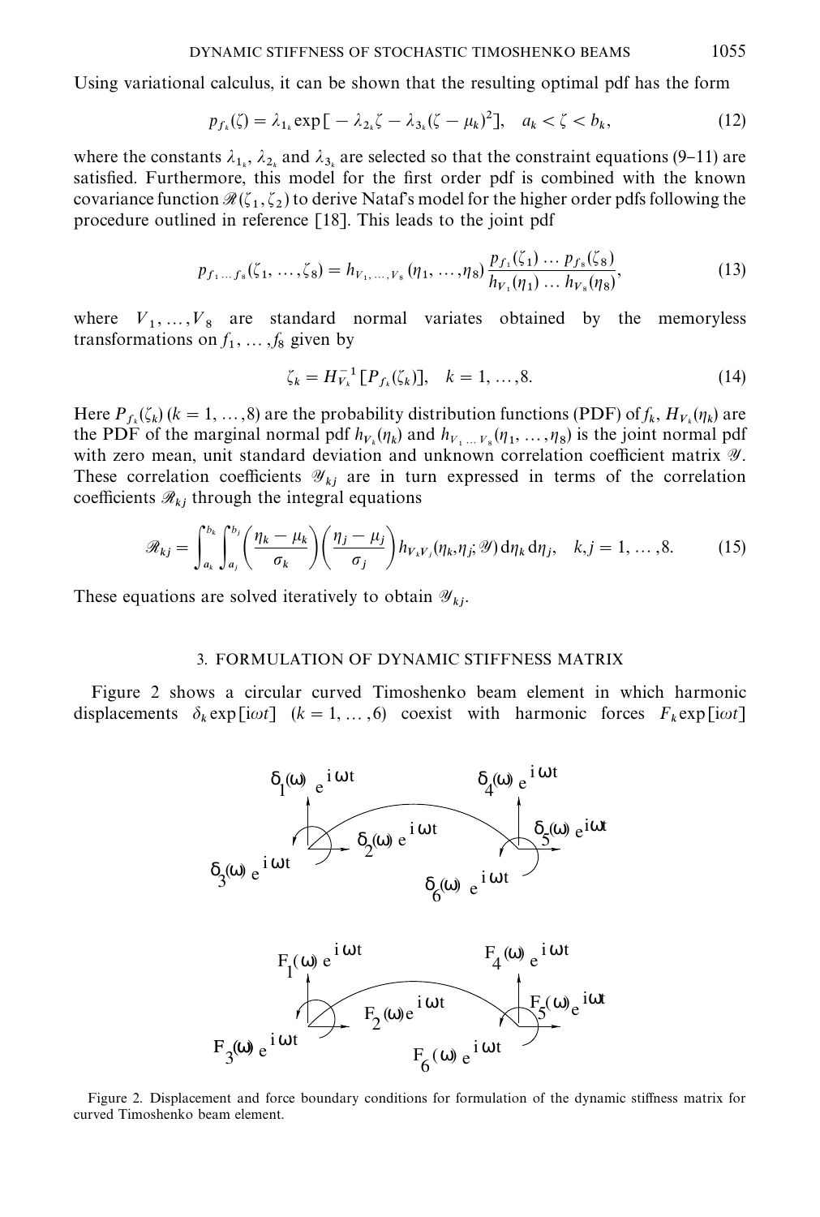Using variational calculus, it can be shown that the resulting optimal pdf has the form

$$p_{f_k}(\zeta) = \lambda_{1_k} \exp[-\lambda_{2_k}\zeta - \lambda_{3_k}(\zeta - \mu_k)^2], \quad a_k < \zeta < b_k, \tag{12}$$

where the constants $\lambda_{1_k}$, $\lambda_{2_k}$ and $\lambda_{3_k}$ are selected so that the constraint equations (9–11) are satisfied. Furthermore, this model for the first order pdf is combined with the known covariance function $\mathscr{R}(\zeta_1, \zeta_2)$ to derive Nataf's model for the higher order pdfs following the procedure outlined in reference [18]. This leads to the joint pdf

$$p_{f_1 \ldots f_8}(\zeta_1, \ldots, \zeta_8) = h_{V_1, \ldots, V_8}(\eta_1, \ldots, \eta_8) \frac{p_{f_1}(\zeta_1) \ldots p_{f_8}(\zeta_8)}{h_{V_1}(\eta_1) \ldots h_{V_8}(\eta_8)}, \tag{13}$$

where $V_1, \ldots, V_8$ are standard normal variates obtained by the memoryless transformations on $f_1, \ldots, f_8$ given by

$$\zeta_k = H_{V_k}^{-1}[P_{f_k}(\zeta_k)], \quad k = 1, \ldots, 8. \tag{14}$$

Here $P_{f_k}(\zeta_k)$ $(k = 1, \ldots, 8)$ are the probability distribution functions (PDF) of $f_k$, $H_{V_k}(\eta_k)$ are the PDF of the marginal normal pdf $h_{V_k}(\eta_k)$ and $h_{V_1 \ldots V_8}(\eta_1, \ldots, \eta_8)$ is the joint normal pdf with zero mean, unit standard deviation and unknown correlation coefficient matrix $\mathscr{Y}$. These correlation coefficients $\mathscr{Y}_{kj}$ are in turn expressed in terms of the correlation coefficients $\mathscr{R}_{kj}$ through the integral equations

$$\mathscr{R}_{kj} = \int_{a_k}^{b_k} \int_{a_j}^{b_j} \left(\frac{\eta_k - \mu_k}{\sigma_k}\right)\left(\frac{\eta_j - \mu_j}{\sigma_j}\right) h_{V_k V_j}(\eta_k, \eta_j; \mathscr{Y}) \, \mathrm{d}\eta_k \, \mathrm{d}\eta_j, \quad k, j = 1, \ldots, 8. \tag{15}$$

These equations are solved iteratively to obtain $\mathscr{Y}_{kj}$.

## 3. FORMULATION OF DYNAMIC STIFFNESS MATRIX

Figure 2 shows a circular curved Timoshenko beam element in which harmonic displacements $\delta_k \exp[\mathrm{i}\omega t]$ $(k = 1, \ldots, 6)$ coexist with harmonic forces $F_k \exp[\mathrm{i}\omega t]$

Figure 2. Displacement and force boundary conditions for formulation of the dynamic stiffness matrix for curved Timoshenko beam element.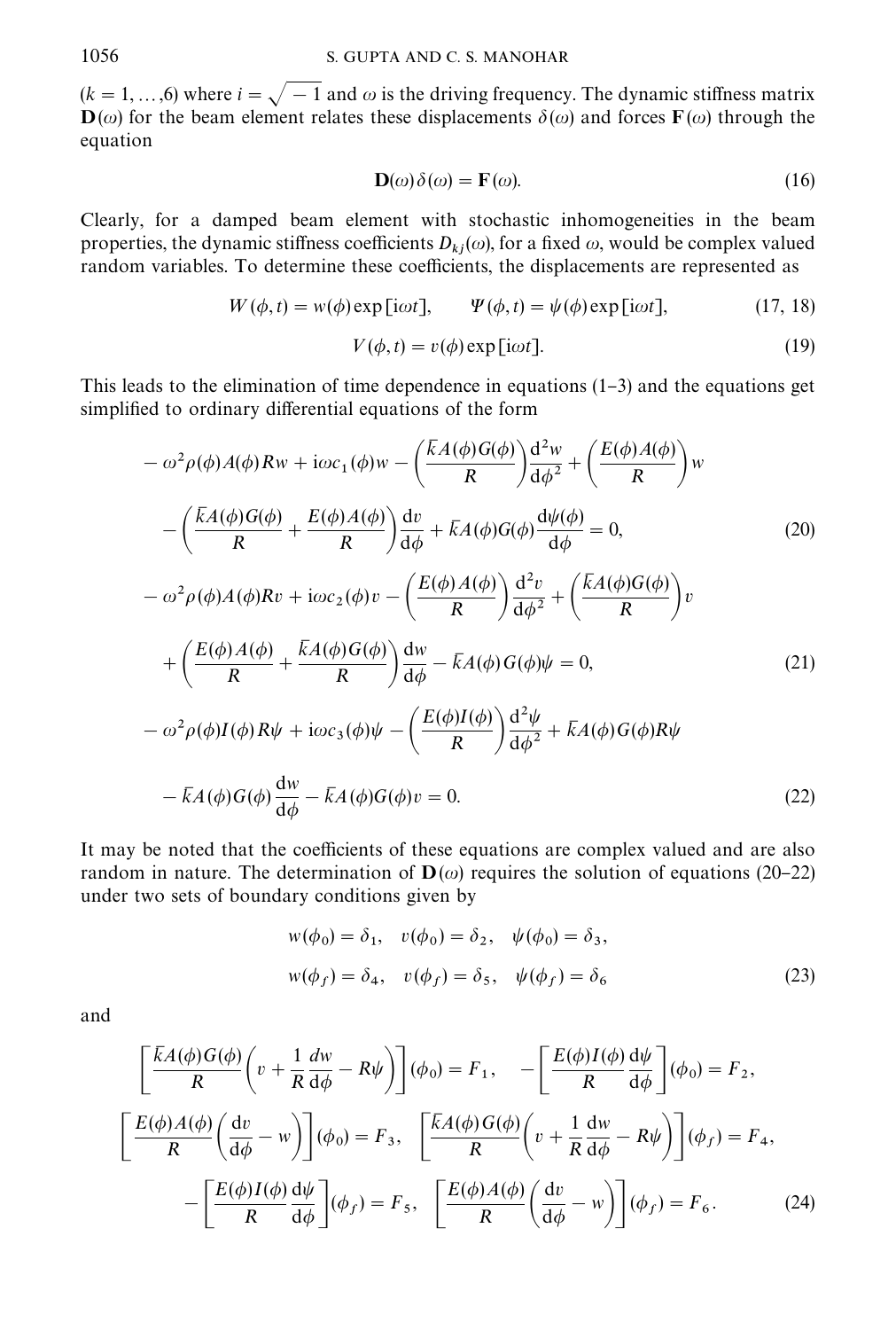($k = 1, \ldots, 6$) where $i = \sqrt{-1}$ and $\omega$ is the driving frequency. The dynamic stiffness matrix $\mathbf{D}(\omega)$ for the beam element relates these displacements $\delta(\omega)$ and forces $\mathbf{F}(\omega)$ through the equation

$$\mathbf{D}(\omega)\,\delta(\omega) = \mathbf{F}(\omega). \tag{16}$$

Clearly, for a damped beam element with stochastic inhomogeneities in the beam properties, the dynamic stiffness coefficients $D_{kj}(\omega)$, for a fixed $\omega$, would be complex valued random variables. To determine these coefficients, the displacements are represented as

$$W(\phi, t) = w(\phi)\exp[\mathrm{i}\omega t], \qquad \Psi(\phi, t) = \psi(\phi)\exp[\mathrm{i}\omega t], \tag{17, 18}$$

$$V(\phi, t) = v(\phi)\exp[\mathrm{i}\omega t]. \tag{19}$$

This leads to the elimination of time dependence in equations (1–3) and the equations get simplified to ordinary differential equations of the form

$$\begin{aligned}
&-\omega^2\rho(\phi)A(\phi)Rw + \mathrm{i}\omega c_1(\phi)w - \left(\frac{\bar{k}A(\phi)G(\phi)}{R}\right)\frac{\mathrm{d}^2 w}{\mathrm{d}\phi^2} + \left(\frac{E(\phi)A(\phi)}{R}\right)w \\
&\quad - \left(\frac{\bar{k}A(\phi)G(\phi)}{R} + \frac{E(\phi)A(\phi)}{R}\right)\frac{\mathrm{d}v}{\mathrm{d}\phi} + \bar{k}A(\phi)G(\phi)\frac{\mathrm{d}\psi(\phi)}{\mathrm{d}\phi} = 0,
\end{aligned} \tag{20}$$

$$\begin{aligned}
&-\omega^2\rho(\phi)A(\phi)Rv + \mathrm{i}\omega c_2(\phi)v - \left(\frac{E(\phi)A(\phi)}{R}\right)\frac{\mathrm{d}^2 v}{\mathrm{d}\phi^2} + \left(\frac{\bar{k}A(\phi)G(\phi)}{R}\right)v \\
&\quad + \left(\frac{E(\phi)A(\phi)}{R} + \frac{\bar{k}A(\phi)G(\phi)}{R}\right)\frac{\mathrm{d}w}{\mathrm{d}\phi} - \bar{k}A(\phi)G(\phi)\psi = 0,
\end{aligned} \tag{21}$$

$$\begin{aligned}
&-\omega^2\rho(\phi)I(\phi)R\psi + \mathrm{i}\omega c_3(\phi)\psi - \left(\frac{E(\phi)I(\phi)}{R}\right)\frac{\mathrm{d}^2\psi}{\mathrm{d}\phi^2} + \bar{k}A(\phi)G(\phi)R\psi \\
&\quad - \bar{k}A(\phi)G(\phi)\frac{\mathrm{d}w}{\mathrm{d}\phi} - \bar{k}A(\phi)G(\phi)v = 0.
\end{aligned} \tag{22}$$

It may be noted that the coefficients of these equations are complex valued and are also random in nature. The determination of $\mathbf{D}(\omega)$ requires the solution of equations (20–22) under two sets of boundary conditions given by

$$\begin{aligned}
&w(\phi_0) = \delta_1, \quad v(\phi_0) = \delta_2, \quad \psi(\phi_0) = \delta_3, \\
&w(\phi_f) = \delta_4, \quad v(\phi_f) = \delta_5, \quad \psi(\phi_f) = \delta_6
\end{aligned} \tag{23}$$

and

$$\begin{aligned}
&\left[\frac{\bar{k}A(\phi)G(\phi)}{R}\left(v + \frac{1}{R}\frac{dw}{\mathrm{d}\phi} - R\psi\right)\right](\phi_0) = F_1, \quad -\left[\frac{E(\phi)I(\phi)}{R}\frac{\mathrm{d}\psi}{\mathrm{d}\phi}\right](\phi_0) = F_2, \\
&\left[\frac{E(\phi)A(\phi)}{R}\left(\frac{\mathrm{d}v}{\mathrm{d}\phi} - w\right)\right](\phi_0) = F_3, \quad \left[\frac{\bar{k}A(\phi)G(\phi)}{R}\left(v + \frac{1}{R}\frac{\mathrm{d}w}{\mathrm{d}\phi} - R\psi\right)\right](\phi_f) = F_4, \\
&-\left[\frac{E(\phi)I(\phi)}{R}\frac{\mathrm{d}\psi}{\mathrm{d}\phi}\right](\phi_f) = F_5, \quad \left[\frac{E(\phi)A(\phi)}{R}\left(\frac{\mathrm{d}v}{\mathrm{d}\phi} - w\right)\right](\phi_f) = F_6.
\end{aligned} \tag{24}$$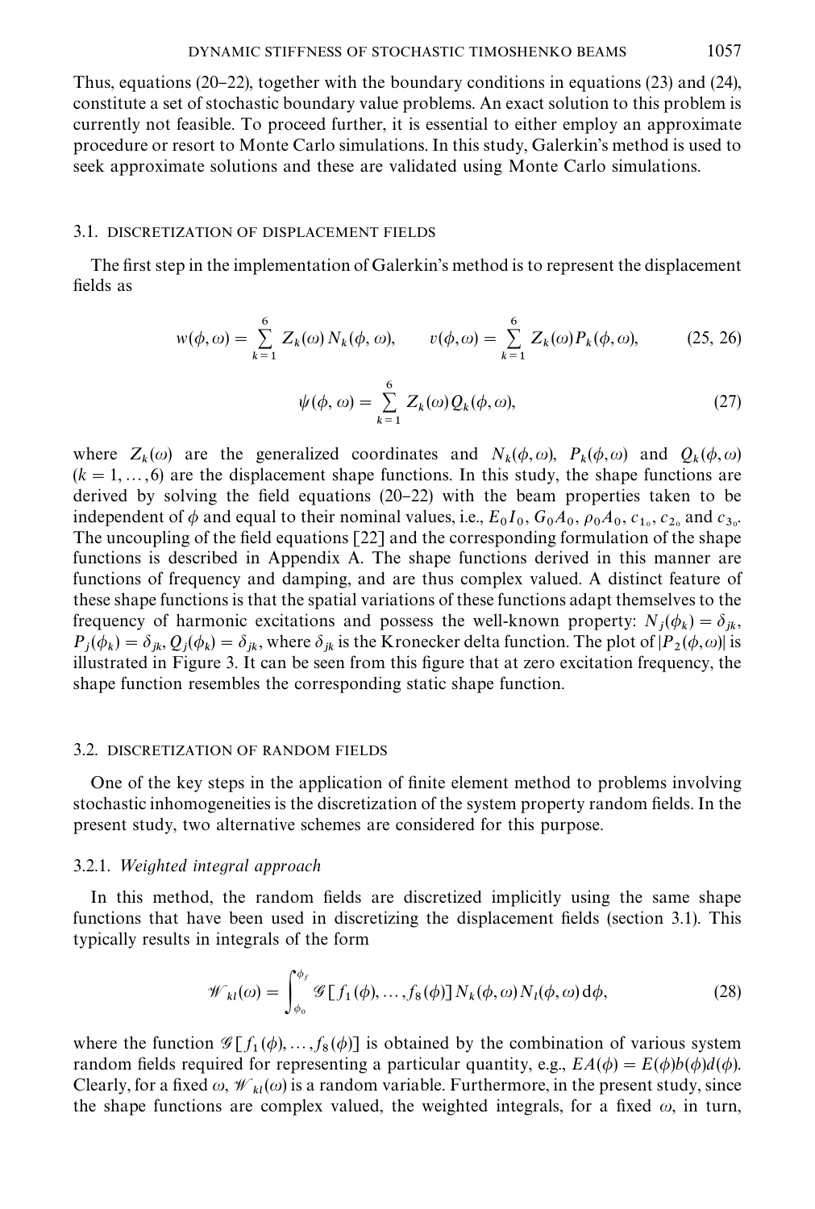Thus, equations (20–22), together with the boundary conditions in equations (23) and (24), constitute a set of stochastic boundary value problems. An exact solution to this problem is currently not feasible. To proceed further, it is essential to either employ an approximate procedure or resort to Monte Carlo simulations. In this study, Galerkin's method is used to seek approximate solutions and these are validated using Monte Carlo simulations.

### 3.1. DISCRETIZATION OF DISPLACEMENT FIELDS

The first step in the implementation of Galerkin's method is to represent the displacement fields as

$$w(\phi,\omega)=\sum_{k=1}^{6} Z_k(\omega)\,N_k(\phi,\omega),\qquad v(\phi,\omega)=\sum_{k=1}^{6} Z_k(\omega)P_k(\phi,\omega), \tag{25, 26}$$

$$\psi(\phi,\omega)=\sum_{k=1}^{6} Z_k(\omega)Q_k(\phi,\omega), \tag{27}$$

where $Z_k(\omega)$ are the generalized coordinates and $N_k(\phi,\omega)$, $P_k(\phi,\omega)$ and $Q_k(\phi,\omega)$ $(k=1,\ldots,6)$ are the displacement shape functions. In this study, the shape functions are derived by solving the field equations (20–22) with the beam properties taken to be independent of $\phi$ and equal to their nominal values, i.e., $E_0I_0$, $G_0A_0$, $\rho_0A_0$, $c_{1_0}$, $c_{2_0}$ and $c_{3_0}$. The uncoupling of the field equations [22] and the corresponding formulation of the shape functions is described in Appendix A. The shape functions derived in this manner are functions of frequency and damping, and are thus complex valued. A distinct feature of these shape functions is that the spatial variations of these functions adapt themselves to the frequency of harmonic excitations and possess the well-known property: $N_j(\phi_k)=\delta_{jk}$, $P_j(\phi_k)=\delta_{jk}$, $Q_j(\phi_k)=\delta_{jk}$, where $\delta_{jk}$ is the Kronecker delta function. The plot of $|P_2(\phi,\omega)|$ is illustrated in Figure 3. It can be seen from this figure that at zero excitation frequency, the shape function resembles the corresponding static shape function.

### 3.2. DISCRETIZATION OF RANDOM FIELDS

One of the key steps in the application of finite element method to problems involving stochastic inhomogeneities is the discretization of the system property random fields. In the present study, two alternative schemes are considered for this purpose.

#### 3.2.1. *Weighted integral approach*

In this method, the random fields are discretized implicitly using the same shape functions that have been used in discretizing the displacement fields (section 3.1). This typically results in integrals of the form

$$\mathscr{W}_{kl}(\omega)=\int_{\phi_0}^{\phi_f}\mathscr{G}[f_1(\phi),\ldots,f_8(\phi)]\,N_k(\phi,\omega)N_l(\phi,\omega)\,\mathrm{d}\phi, \tag{28}$$

where the function $\mathscr{G}[f_1(\phi),\ldots,f_8(\phi)]$ is obtained by the combination of various system random fields required for representing a particular quantity, e.g., $EA(\phi)=E(\phi)b(\phi)d(\phi)$. Clearly, for a fixed $\omega$, $\mathscr{W}_{kl}(\omega)$ is a random variable. Furthermore, in the present study, since the shape functions are complex valued, the weighted integrals, for a fixed $\omega$, in turn,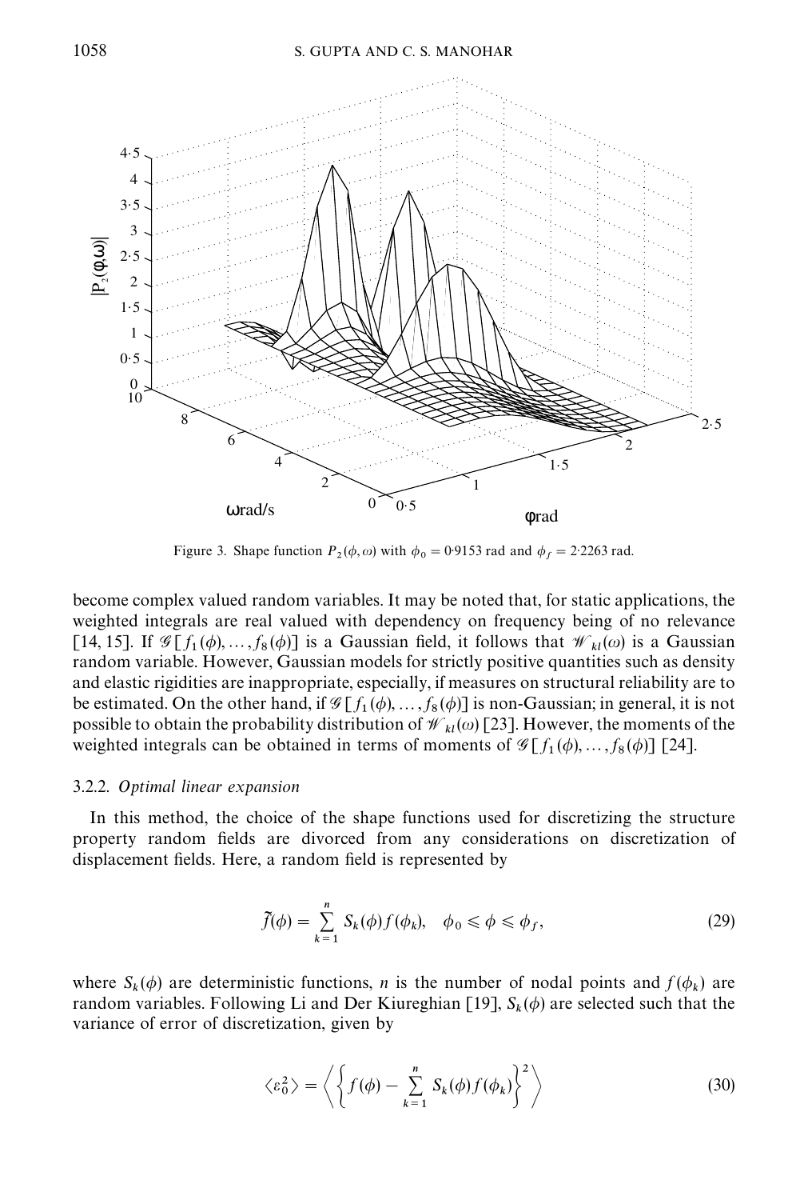Figure 3. Shape function $P_2(\phi, \omega)$ with $\phi_0 = 0{\cdot}9153$ rad and $\phi_f = 2{\cdot}2263$ rad.

become complex valued random variables. It may be noted that, for static applications, the weighted integrals are real valued with dependency on frequency being of no relevance [14, 15]. If $\mathscr{G}[f_1(\phi), \ldots, f_8(\phi)]$ is a Gaussian field, it follows that $\mathscr{W}_{kl}(\omega)$ is a Gaussian random variable. However, Gaussian models for strictly positive quantities such as density and elastic rigidities are inappropriate, especially, if measures on structural reliability are to be estimated. On the other hand, if $\mathscr{G}[f_1(\phi), \ldots, f_8(\phi)]$ is non-Gaussian; in general, it is not possible to obtain the probability distribution of $\mathscr{W}_{kl}(\omega)$ [23]. However, the moments of the weighted integrals can be obtained in terms of moments of $\mathscr{G}[f_1(\phi), \ldots, f_8(\phi)]$ [24].

### 3.2.2. *Optimal linear expansion*

In this method, the choice of the shape functions used for discretizing the structure property random fields are divorced from any considerations on discretization of displacement fields. Here, a random field is represented by

$$\tilde{f}(\phi) = \sum_{k=1}^{n} S_k(\phi) f(\phi_k), \quad \phi_0 \leqslant \phi \leqslant \phi_f, \tag{29}$$

where $S_k(\phi)$ are deterministic functions, $n$ is the number of nodal points and $f(\phi_k)$ are random variables. Following Li and Der Kiureghian [19], $S_k(\phi)$ are selected such that the variance of error of discretization, given by

$$\langle \varepsilon_0^2 \rangle = \left\langle \left\{ f(\phi) - \sum_{k=1}^{n} S_k(\phi) f(\phi_k) \right\}^2 \right\rangle \tag{30}$$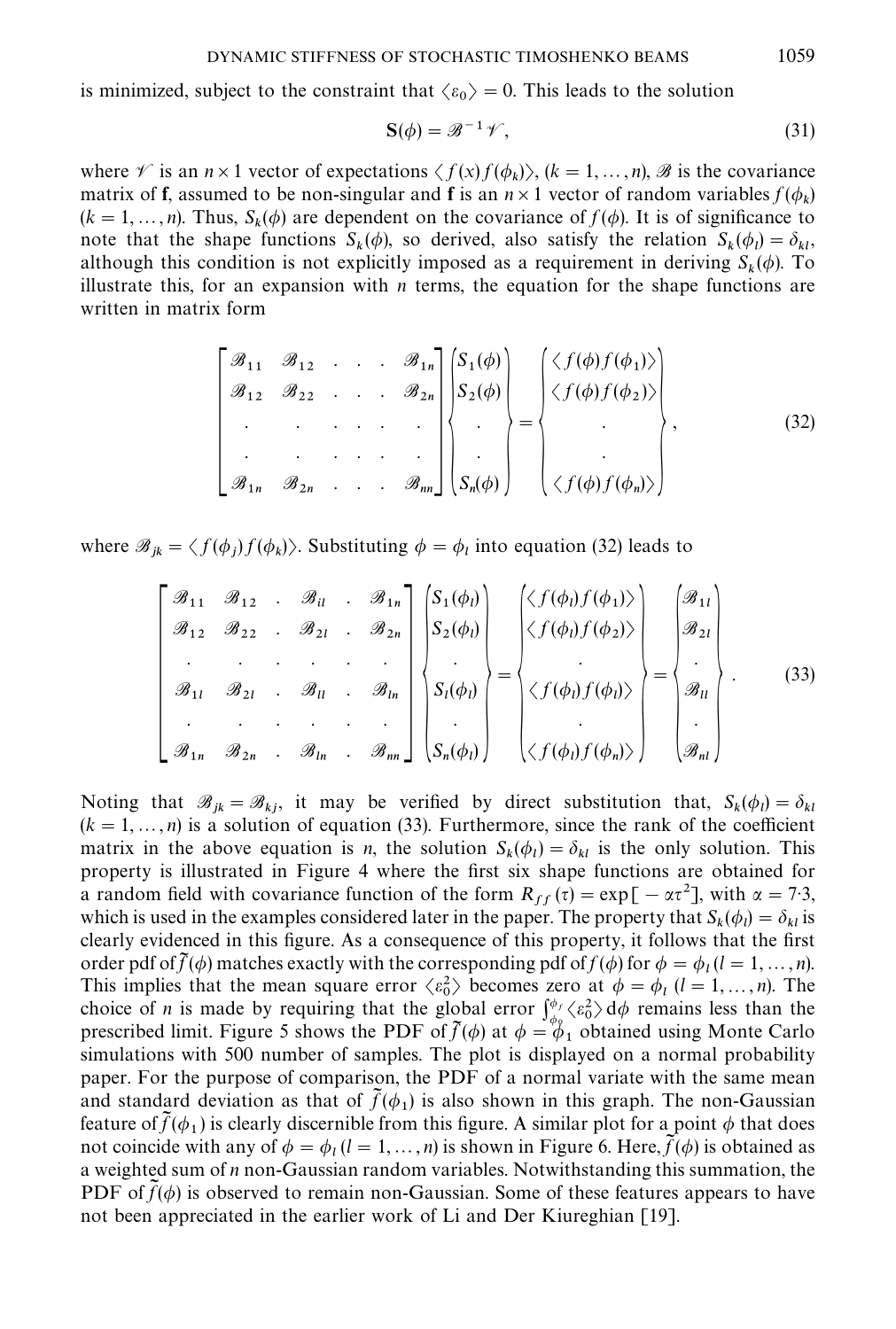is minimized, subject to the constraint that $\langle \varepsilon_0 \rangle = 0$. This leads to the solution

$$\mathbf{S}(\phi) = \mathscr{B}^{-1} \mathscr{V}, \tag{31}$$

where $\mathscr{V}$ is an $n \times 1$ vector of expectations $\langle f(x) f(\phi_k) \rangle$, $(k = 1, \ldots, n)$, $\mathscr{B}$ is the covariance matrix of $\mathbf{f}$, assumed to be non-singular and $\mathbf{f}$ is an $n \times 1$ vector of random variables $f(\phi_k)$ $(k = 1, \ldots, n)$. Thus, $S_k(\phi)$ are dependent on the covariance of $f(\phi)$. It is of significance to note that the shape functions $S_k(\phi)$, so derived, also satisfy the relation $S_k(\phi_l) = \delta_{kl}$, although this condition is not explicitly imposed as a requirement in deriving $S_k(\phi)$. To illustrate this, for an expansion with $n$ terms, the equation for the shape functions are written in matrix form

$$\begin{bmatrix} \mathscr{B}_{11} & \mathscr{B}_{12} & . & . & . & \mathscr{B}_{1n} \\ \mathscr{B}_{12} & \mathscr{B}_{22} & . & . & . & \mathscr{B}_{2n} \\ . & . & . & . & . & . \\ . & . & . & . & . & . \\ \mathscr{B}_{1n} & \mathscr{B}_{2n} & . & . & . & \mathscr{B}_{nn} \end{bmatrix} \begin{Bmatrix} S_1(\phi) \\ S_2(\phi) \\ . \\ . \\ S_n(\phi) \end{Bmatrix} = \begin{Bmatrix} \langle f(\phi) f(\phi_1) \rangle \\ \langle f(\phi) f(\phi_2) \rangle \\ . \\ . \\ \langle f(\phi) f(\phi_n) \rangle \end{Bmatrix}, \tag{32}$$

where $\mathscr{B}_{jk} = \langle f(\phi_j) f(\phi_k) \rangle$. Substituting $\phi = \phi_l$ into equation (32) leads to

$$\begin{bmatrix} \mathscr{B}_{11} & \mathscr{B}_{12} & . & \mathscr{B}_{il} & . & \mathscr{B}_{1n} \\ \mathscr{B}_{12} & \mathscr{B}_{22} & . & \mathscr{B}_{2l} & . & \mathscr{B}_{2n} \\ . & . & . & . & . & . \\ \mathscr{B}_{1l} & \mathscr{B}_{2l} & . & \mathscr{B}_{ll} & . & \mathscr{B}_{ln} \\ . & . & . & . & . & . \\ \mathscr{B}_{1n} & \mathscr{B}_{2n} & . & \mathscr{B}_{ln} & . & \mathscr{B}_{nn} \end{bmatrix} \begin{Bmatrix} S_1(\phi_l) \\ S_2(\phi_l) \\ . \\ S_l(\phi_l) \\ . \\ S_n(\phi_l) \end{Bmatrix} = \begin{Bmatrix} \langle f(\phi_l) f(\phi_1) \rangle \\ \langle f(\phi_l) f(\phi_2) \rangle \\ . \\ \langle f(\phi_l) f(\phi_l) \rangle \\ . \\ \langle f(\phi_l) f(\phi_n) \rangle \end{Bmatrix} = \begin{Bmatrix} \mathscr{B}_{1l} \\ \mathscr{B}_{2l} \\ . \\ \mathscr{B}_{ll} \\ . \\ \mathscr{B}_{nl} \end{Bmatrix}. \tag{33}$$

Noting that $\mathscr{B}_{jk} = \mathscr{B}_{kj}$, it may be verified by direct substitution that, $S_k(\phi_l) = \delta_{kl}$ $(k = 1, \ldots, n)$ is a solution of equation (33). Furthermore, since the rank of the coefficient matrix in the above equation is $n$, the solution $S_k(\phi_l) = \delta_{kl}$ is the only solution. This property is illustrated in Figure 4 where the first six shape functions are obtained for a random field with covariance function of the form $R_{ff}(\tau) = \exp[-\alpha\tau^2]$, with $\alpha = 7{\cdot}3$, which is used in the examples considered later in the paper. The property that $S_k(\phi_l) = \delta_{kl}$ is clearly evidenced in this figure. As a consequence of this property, it follows that the first order pdf of $\tilde{f}(\phi)$ matches exactly with the corresponding pdf of $f(\phi)$ for $\phi = \phi_l$ $(l = 1, \ldots, n)$. This implies that the mean square error $\langle \varepsilon_0^2 \rangle$ becomes zero at $\phi = \phi_l$ $(l = 1, \ldots, n)$. The choice of $n$ is made by requiring that the global error $\int_{\phi_0}^{\phi_f} \langle \varepsilon_0^2 \rangle \, \mathrm{d}\phi$ remains less than the prescribed limit. Figure 5 shows the PDF of $\tilde{f}(\phi)$ at $\phi = \phi_1$ obtained using Monte Carlo simulations with 500 number of samples. The plot is displayed on a normal probability paper. For the purpose of comparison, the PDF of a normal variate with the same mean and standard deviation as that of $\tilde{f}(\phi_1)$ is also shown in this graph. The non-Gaussian feature of $\tilde{f}(\phi_1)$ is clearly discernible from this figure. A similar plot for a point $\phi$ that does not coincide with any of $\phi = \phi_l$ $(l = 1, \ldots, n)$ is shown in Figure 6. Here, $\tilde{f}(\phi)$ is obtained as a weighted sum of $n$ non-Gaussian random variables. Notwithstanding this summation, the PDF of $\tilde{f}(\phi)$ is observed to remain non-Gaussian. Some of these features appears to have not been appreciated in the earlier work of Li and Der Kiureghian [19].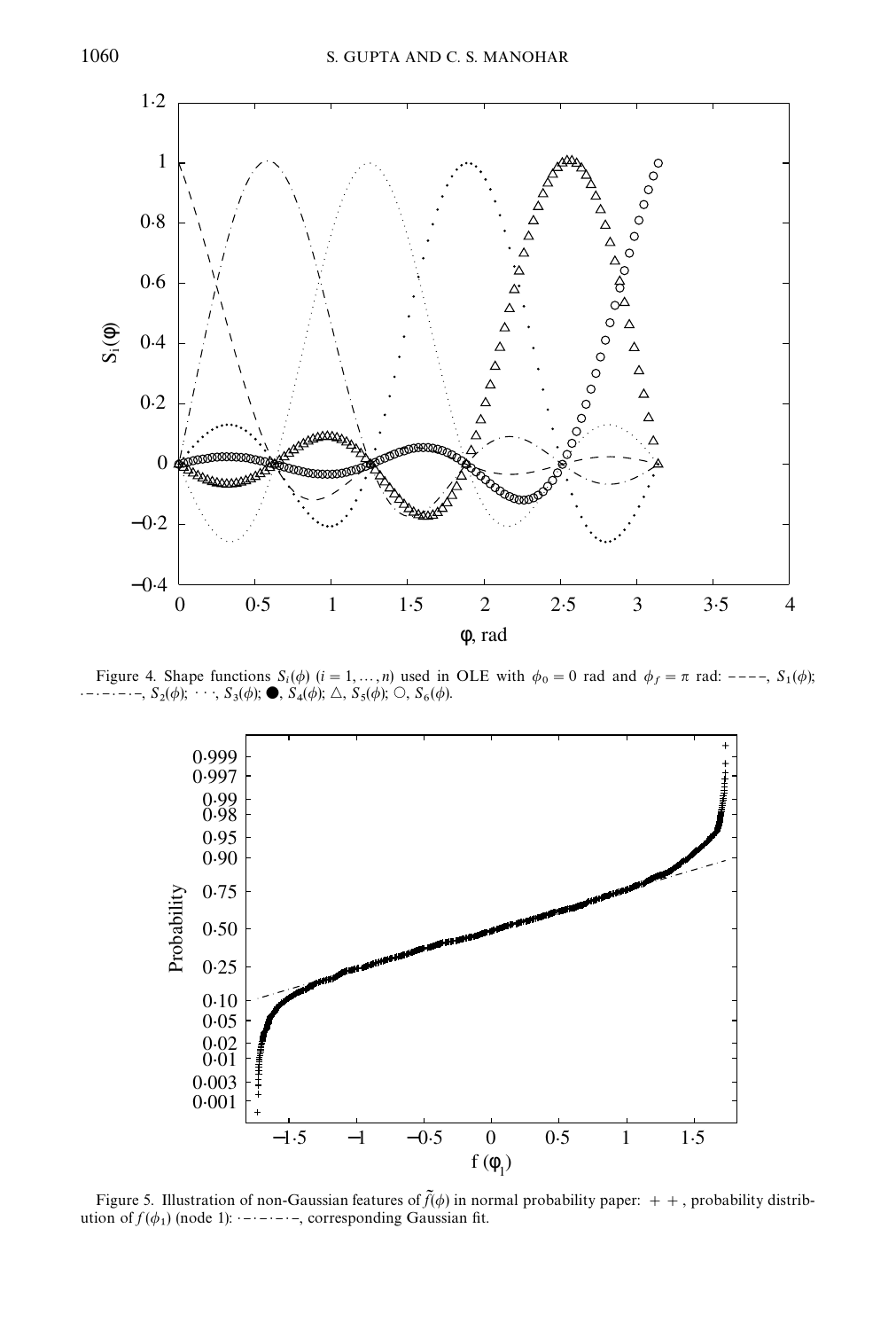Figure 4. Shape functions $S_i(\phi)$ $(i = 1, \ldots, n)$ used in OLE with $\phi_0 = 0$ rad and $\phi_f = \pi$ rad: ----, $S_1(\phi)$; -·-·-·-, $S_2(\phi)$; · · ·, $S_3(\phi)$; ●, $S_4(\phi)$; △, $S_5(\phi)$; ○, $S_6(\phi)$.

Figure 5. Illustration of non-Gaussian features of $\tilde{f}(\phi)$ in normal probability paper: + +, probability distribution of $f(\phi_1)$ (node 1): -·-·-·-, corresponding Gaussian fit.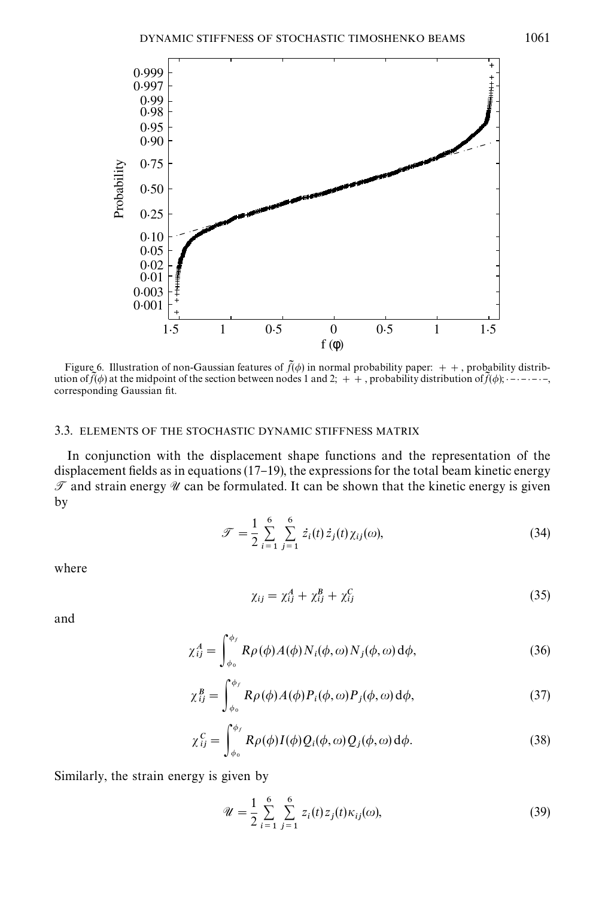Figure 6. Illustration of non-Gaussian features of $\tilde{f}(\phi)$ in normal probability paper: + +, probability distribution of $\tilde{f}(\phi)$ at the midpoint of the section between nodes 1 and 2; + +, probability distribution of $\tilde{f}(\phi)$; – · – · – · –, corresponding Gaussian fit.

### 3.3. ELEMENTS OF THE STOCHASTIC DYNAMIC STIFFNESS MATRIX

In conjunction with the displacement shape functions and the representation of the displacement fields as in equations (17–19), the expressions for the total beam kinetic energy $\mathscr{T}$ and strain energy $\mathscr{U}$ can be formulated. It can be shown that the kinetic energy is given by

$$\mathscr{T} = \frac{1}{2} \sum_{i=1}^{6} \sum_{j=1}^{6} \dot{z}_i(t) \dot{z}_j(t) \chi_{ij}(\omega), \tag{34}$$

where

$$\chi_{ij} = \chi_{ij}^A + \chi_{ij}^B + \chi_{ij}^C \tag{35}$$

and

$$\chi_{ij}^A = \int_{\phi_0}^{\phi_f} R\rho(\phi) A(\phi) N_i(\phi, \omega) N_j(\phi, \omega) \, \mathrm{d}\phi, \tag{36}$$

$$\chi_{ij}^B = \int_{\phi_0}^{\phi_f} R\rho(\phi) A(\phi) P_i(\phi, \omega) P_j(\phi, \omega) \, \mathrm{d}\phi, \tag{37}$$

$$\chi_{ij}^C = \int_{\phi_0}^{\phi_f} R\rho(\phi) I(\phi) Q_i(\phi, \omega) Q_j(\phi, \omega) \, \mathrm{d}\phi. \tag{38}$$

Similarly, the strain energy is given by

$$\mathscr{U} = \frac{1}{2} \sum_{i=1}^{6} \sum_{j=1}^{6} z_i(t) z_j(t) \kappa_{ij}(\omega), \tag{39}$$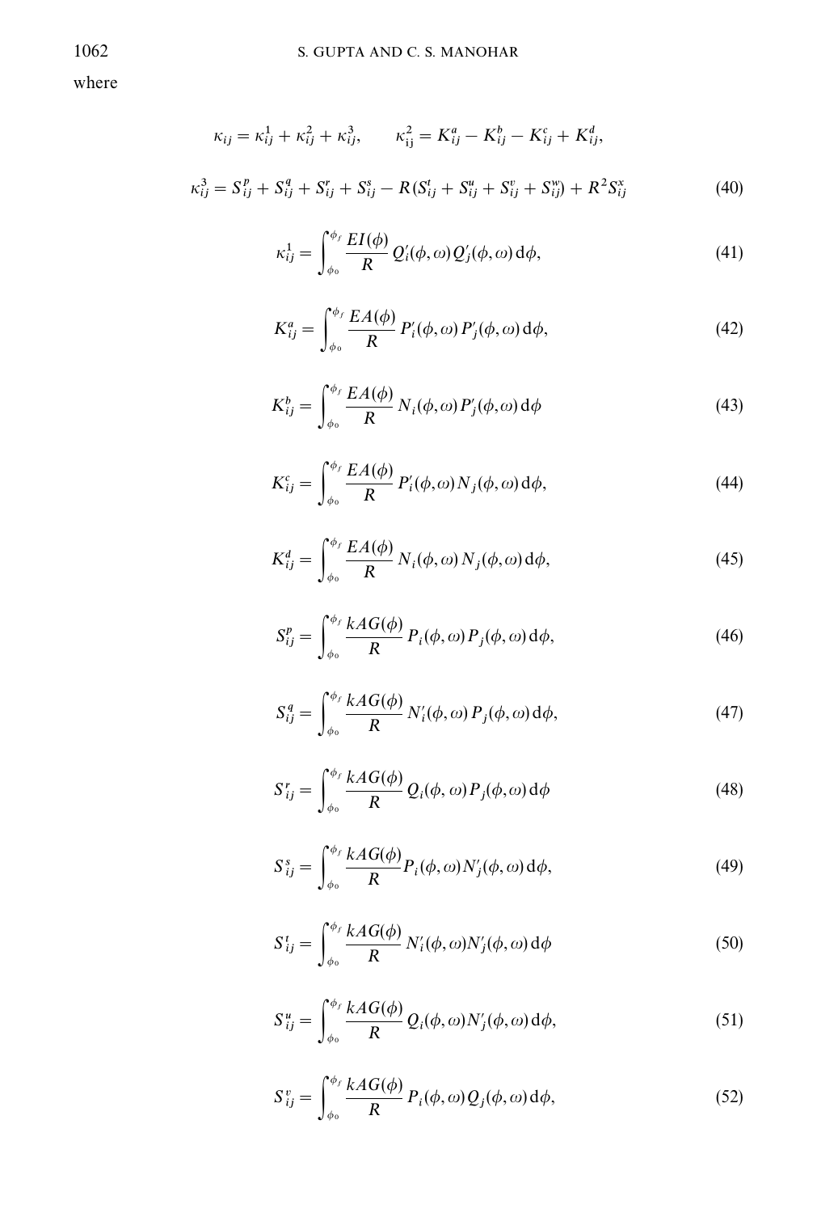where

$$\kappa_{ij} = \kappa_{ij}^1 + \kappa_{ij}^2 + \kappa_{ij}^3, \qquad \kappa_{\mathrm{ij}}^2 = K_{ij}^a - K_{ij}^b - K_{ij}^c + K_{ij}^d,$$

$$\kappa_{ij}^3 = S_{ij}^p + S_{ij}^q + S_{ij}^r + S_{ij}^s - R(S_{ij}^t + S_{ij}^u + S_{ij}^v + S_{ij}^w) + R^2 S_{ij}^x \tag{40}$$

$$\kappa_{ij}^1 = \int_{\phi_0}^{\phi_f} \frac{EI(\phi)}{R} Q_i'(\phi, \omega) Q_j'(\phi, \omega)\, \mathrm{d}\phi, \tag{41}$$

$$K_{ij}^a = \int_{\phi_0}^{\phi_f} \frac{EA(\phi)}{R} P_i'(\phi, \omega) P_j'(\phi, \omega)\, \mathrm{d}\phi, \tag{42}$$

$$K_{ij}^b = \int_{\phi_0}^{\phi_f} \frac{EA(\phi)}{R} N_i(\phi, \omega) P_j'(\phi, \omega)\, \mathrm{d}\phi \tag{43}$$

$$K_{ij}^c = \int_{\phi_0}^{\phi_f} \frac{EA(\phi)}{R} P_i'(\phi, \omega) N_j(\phi, \omega)\, \mathrm{d}\phi, \tag{44}$$

$$K_{ij}^d = \int_{\phi_0}^{\phi_f} \frac{EA(\phi)}{R} N_i(\phi, \omega) N_j(\phi, \omega)\, \mathrm{d}\phi, \tag{45}$$

$$S_{ij}^p = \int_{\phi_0}^{\phi_f} \frac{kAG(\phi)}{R} P_i(\phi, \omega) P_j(\phi, \omega)\, \mathrm{d}\phi, \tag{46}$$

$$S_{ij}^q = \int_{\phi_0}^{\phi_f} \frac{kAG(\phi)}{R} N_i'(\phi, \omega) P_j(\phi, \omega)\, \mathrm{d}\phi, \tag{47}$$

$$S_{ij}^r = \int_{\phi_0}^{\phi_f} \frac{kAG(\phi)}{R} Q_i(\phi, \omega) P_j(\phi, \omega)\, \mathrm{d}\phi \tag{48}$$

$$S_{ij}^s = \int_{\phi_0}^{\phi_f} \frac{kAG(\phi)}{R} P_i(\phi, \omega) N_j'(\phi, \omega)\, \mathrm{d}\phi, \tag{49}$$

$$S_{ij}^t = \int_{\phi_0}^{\phi_f} \frac{kAG(\phi)}{R} N_i'(\phi, \omega) N_j'(\phi, \omega)\, \mathrm{d}\phi \tag{50}$$

$$S_{ij}^u = \int_{\phi_0}^{\phi_f} \frac{kAG(\phi)}{R} Q_i(\phi, \omega) N_j'(\phi, \omega)\, \mathrm{d}\phi, \tag{51}$$

$$S_{ij}^v = \int_{\phi_0}^{\phi_f} \frac{kAG(\phi)}{R} P_i(\phi, \omega) Q_j(\phi, \omega)\, \mathrm{d}\phi, \tag{52}$$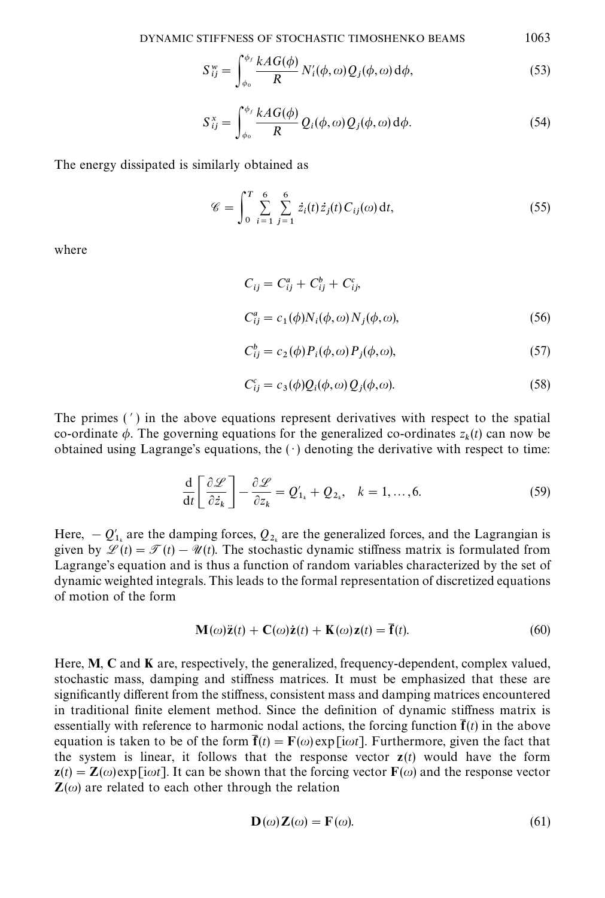$$S_{ij}^{w} = \int_{\phi_0}^{\phi_f} \frac{kAG(\phi)}{R} N_i'(\phi,\omega) Q_j(\phi,\omega)\,\mathrm{d}\phi, \tag{53}$$

$$S_{ij}^{x} = \int_{\phi_0}^{\phi_f} \frac{kAG(\phi)}{R} Q_i(\phi,\omega) Q_j(\phi,\omega)\,\mathrm{d}\phi. \tag{54}$$

The energy dissipated is similarly obtained as

$$\mathscr{C} = \int_0^T \sum_{i=1}^{6} \sum_{j=1}^{6} \dot{z}_i(t)\dot{z}_j(t) C_{ij}(\omega)\,\mathrm{d}t, \tag{55}$$

where

$$C_{ij} = C_{ij}^{a} + C_{ij}^{b} + C_{ij}^{c},$$

$$C_{ij}^{a} = c_1(\phi) N_i(\phi,\omega) N_j(\phi,\omega), \tag{56}$$

$$C_{ij}^{b} = c_2(\phi) P_i(\phi,\omega) P_j(\phi,\omega), \tag{57}$$

$$C_{ij}^{c} = c_3(\phi) Q_i(\phi,\omega) Q_j(\phi,\omega). \tag{58}$$

The primes ( $'$ ) in the above equations represent derivatives with respect to the spatial co-ordinate $\phi$. The governing equations for the generalized co-ordinates $z_k(t)$ can now be obtained using Lagrange's equations, the ( $\cdot$ ) denoting the derivative with respect to time:

$$\frac{\mathrm{d}}{\mathrm{d}t}\left[\frac{\partial \mathscr{L}}{\partial \dot{z}_k}\right] - \frac{\partial \mathscr{L}}{\partial z_k} = Q_{1_k}' + Q_{2_k}, \quad k = 1, \ldots, 6. \tag{59}$$

Here, $-Q_{1_k}'$ are the damping forces, $Q_{2_k}$ are the generalized forces, and the Lagrangian is given by $\mathscr{L}(t) = \mathscr{T}(t) - \mathscr{U}(t)$. The stochastic dynamic stiffness matrix is formulated from Lagrange's equation and is thus a function of random variables characterized by the set of dynamic weighted integrals. This leads to the formal representation of discretized equations of motion of the form

$$\mathbf{M}(\omega)\ddot{\mathbf{z}}(t) + \mathbf{C}(\omega)\dot{\mathbf{z}}(t) + \mathbf{K}(\omega)\mathbf{z}(t) = \bar{\mathbf{f}}(t). \tag{60}$$

Here, $\mathbf{M}$, $\mathbf{C}$ and $\mathbf{K}$ are, respectively, the generalized, frequency-dependent, complex valued, stochastic mass, damping and stiffness matrices. It must be emphasized that these are significantly different from the stiffness, consistent mass and damping matrices encountered in traditional finite element method. Since the definition of dynamic stiffness matrix is essentially with reference to harmonic nodal actions, the forcing function $\bar{\mathbf{f}}(t)$ in the above equation is taken to be of the form $\bar{\mathbf{f}}(t) = \mathbf{F}(\omega)\exp[\mathrm{i}\omega t]$. Furthermore, given the fact that the system is linear, it follows that the response vector $\mathbf{z}(t)$ would have the form $\mathbf{z}(t) = \mathbf{Z}(\omega)\exp[\mathrm{i}\omega t]$. It can be shown that the forcing vector $\mathbf{F}(\omega)$ and the response vector $\mathbf{Z}(\omega)$ are related to each other through the relation

$$\mathbf{D}(\omega)\mathbf{Z}(\omega) = \mathbf{F}(\omega). \tag{61}$$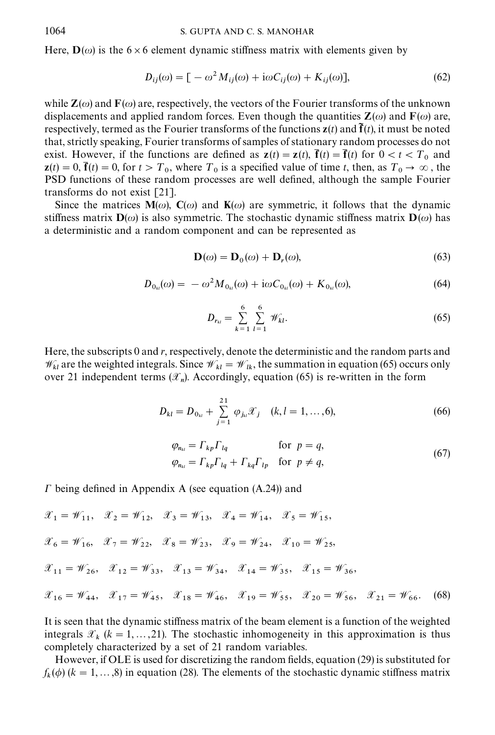Here, $\mathbf{D}(\omega)$ is the $6 \times 6$ element dynamic stiffness matrix with elements given by

$$D_{ij}(\omega) = [-\omega^2 M_{ij}(\omega) + \mathrm{i}\omega C_{ij}(\omega) + K_{ij}(\omega)], \tag{62}$$

while $\mathbf{Z}(\omega)$ and $\mathbf{F}(\omega)$ are, respectively, the vectors of the Fourier transforms of the unknown displacements and applied random forces. Even though the quantities $\mathbf{Z}(\omega)$ and $\mathbf{F}(\omega)$ are, respectively, termed as the Fourier transforms of the functions $\mathbf{z}(t)$ and $\bar{\mathbf{f}}(t)$, it must be noted that, strictly speaking, Fourier transforms of samples of stationary random processes do not exist. However, if the functions are defined as $\mathbf{z}(t) = \mathbf{z}(t)$, $\bar{\mathbf{f}}(t) = \bar{\mathbf{f}}(t)$ for $0 < t < T_0$ and $\mathbf{z}(t) = 0$, $\bar{\mathbf{f}}(t) = 0$, for $t > T_0$, where $T_0$ is a specified value of time $t$, then, as $T_0 \to \infty$, the PSD functions of these random processes are well defined, although the sample Fourier transforms do not exist [21].

Since the matrices $\mathbf{M}(\omega)$, $\mathbf{C}(\omega)$ and $\mathbf{K}(\omega)$ are symmetric, it follows that the dynamic stiffness matrix $\mathbf{D}(\omega)$ is also symmetric. The stochastic dynamic stiffness matrix $\mathbf{D}(\omega)$ has a deterministic and a random component and can be represented as

$$\mathbf{D}(\omega) = \mathbf{D}_0(\omega) + \mathbf{D}_r(\omega), \tag{63}$$

$$D_{0_{kl}}(\omega) = -\omega^2 M_{0_{kl}}(\omega) + \mathrm{i}\omega C_{0_{kl}}(\omega) + K_{0_{kl}}(\omega), \tag{64}$$

$$D_{r_{kl}} = \sum_{k=1}^{6} \sum_{l=1}^{6} \mathscr{W}_{kl}. \tag{65}$$

Here, the subscripts 0 and $r$, respectively, denote the deterministic and the random parts and $\mathscr{W}_{kl}$ are the weighted integrals. Since $\mathscr{W}_{kl} = \mathscr{W}_{lk}$, the summation in equation (65) occurs only over 21 independent terms ($\mathscr{X}_n$). Accordingly, equation (65) is re-written in the form

$$D_{kl} = D_{0_{kl}} + \sum_{j=1}^{21} \varphi_{j_{kl}} \mathscr{X}_j \quad (k, l = 1, \ldots, 6), \tag{66}$$

$$\begin{aligned} \varphi_{n_{kl}} &= \Gamma_{kp}\Gamma_{lq} && \text{for } p = q, \\ \varphi_{n_{kl}} &= \Gamma_{kp}\Gamma_{lq} + \Gamma_{kq}\Gamma_{lp} && \text{for } p \neq q, \end{aligned} \tag{67}$$

$\Gamma$ being defined in Appendix A (see equation (A.24)) and

$$\begin{aligned}
&\mathscr{X}_1 = \mathscr{W}_{11}, \quad \mathscr{X}_2 = \mathscr{W}_{12}, \quad \mathscr{X}_3 = \mathscr{W}_{13}, \quad \mathscr{X}_4 = \mathscr{W}_{14}, \quad \mathscr{X}_5 = \mathscr{W}_{15}, \\
&\mathscr{X}_6 = \mathscr{W}_{16}, \quad \mathscr{X}_7 = \mathscr{W}_{22}, \quad \mathscr{X}_8 = \mathscr{W}_{23}, \quad \mathscr{X}_9 = \mathscr{W}_{24}, \quad \mathscr{X}_{10} = \mathscr{W}_{25}, \\
&\mathscr{X}_{11} = \mathscr{W}_{26}, \quad \mathscr{X}_{12} = \mathscr{W}_{33}, \quad \mathscr{X}_{13} = \mathscr{W}_{34}, \quad \mathscr{X}_{14} = \mathscr{W}_{35}, \quad \mathscr{X}_{15} = \mathscr{W}_{36}, \\
&\mathscr{X}_{16} = \mathscr{W}_{44}, \quad \mathscr{X}_{17} = \mathscr{W}_{45}, \quad \mathscr{X}_{18} = \mathscr{W}_{46}, \quad \mathscr{X}_{19} = \mathscr{W}_{55}, \quad \mathscr{X}_{20} = \mathscr{W}_{56}, \quad \mathscr{X}_{21} = \mathscr{W}_{66}.
\end{aligned} \tag{68}$$

It is seen that the dynamic stiffness matrix of the beam element is a function of the weighted integrals $\mathscr{X}_k$ ($k = 1, \ldots, 21$). The stochastic inhomogeneity in this approximation is thus completely characterized by a set of 21 random variables.

However, if OLE is used for discretizing the random fields, equation (29) is substituted for $f_k(\phi)$ ($k = 1, \ldots, 8$) in equation (28). The elements of the stochastic dynamic stiffness matrix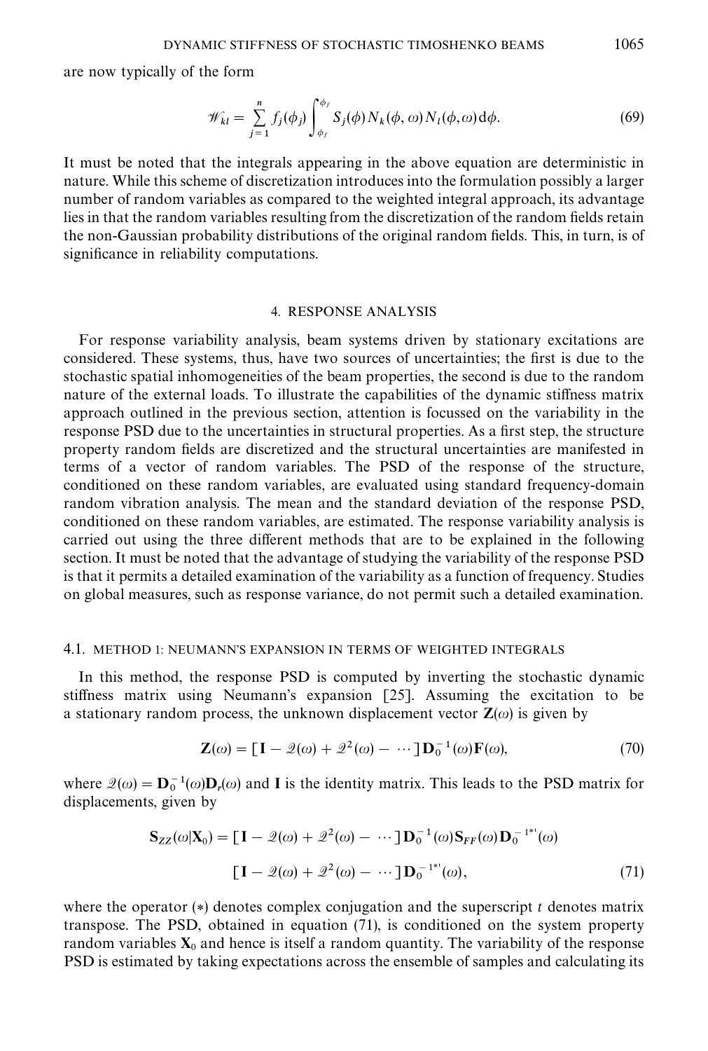are now typically of the form

$$\mathscr{W}_{kl} = \sum_{j=1}^{n} f_j(\phi_j) \int_{\phi_f}^{\phi_f} S_j(\phi) N_k(\phi, \omega) N_l(\phi, \omega) \mathrm{d}\phi. \tag{69}$$

It must be noted that the integrals appearing in the above equation are deterministic in nature. While this scheme of discretization introduces into the formulation possibly a larger number of random variables as compared to the weighted integral approach, its advantage lies in that the random variables resulting from the discretization of the random fields retain the non-Gaussian probability distributions of the original random fields. This, in turn, is of significance in reliability computations.

## 4. RESPONSE ANALYSIS

For response variability analysis, beam systems driven by stationary excitations are considered. These systems, thus, have two sources of uncertainties; the first is due to the stochastic spatial inhomogeneities of the beam properties, the second is due to the random nature of the external loads. To illustrate the capabilities of the dynamic stiffness matrix approach outlined in the previous section, attention is focussed on the variability in the response PSD due to the uncertainties in structural properties. As a first step, the structure property random fields are discretized and the structural uncertainties are manifested in terms of a vector of random variables. The PSD of the response of the structure, conditioned on these random variables, are evaluated using standard frequency-domain random vibration analysis. The mean and the standard deviation of the response PSD, conditioned on these random variables, are estimated. The response variability analysis is carried out using the three different methods that are to be explained in the following section. It must be noted that the advantage of studying the variability of the response PSD is that it permits a detailed examination of the variability as a function of frequency. Studies on global measures, such as response variance, do not permit such a detailed examination.

### 4.1. METHOD 1: NEUMANN'S EXPANSION IN TERMS OF WEIGHTED INTEGRALS

In this method, the response PSD is computed by inverting the stochastic dynamic stiffness matrix using Neumann's expansion [25]. Assuming the excitation to be a stationary random process, the unknown displacement vector $\mathbf{Z}(\omega)$ is given by

$$\mathbf{Z}(\omega) = [\mathbf{I} - \mathscr{Q}(\omega) + \mathscr{Q}^2(\omega) - \cdots]\mathbf{D}_0^{-1}(\omega)\mathbf{F}(\omega), \tag{70}$$

where $\mathscr{Q}(\omega) = \mathbf{D}_0^{-1}(\omega)\mathbf{D}_r(\omega)$ and $\mathbf{I}$ is the identity matrix. This leads to the PSD matrix for displacements, given by

$$\begin{aligned}\mathbf{S}_{ZZ}(\omega|\mathbf{X}_0) = {} & [\mathbf{I} - \mathscr{Q}(\omega) + \mathscr{Q}^2(\omega) - \cdots]\mathbf{D}_0^{-1}(\omega)\mathbf{S}_{FF}(\omega)\mathbf{D}_0^{-1^{*t}}(\omega) \\ & [\mathbf{I} - \mathscr{Q}(\omega) + \mathscr{Q}^2(\omega) - \cdots]\mathbf{D}_0^{-1^{*t}}(\omega),\end{aligned} \tag{71}$$

where the operator $(*)$ denotes complex conjugation and the superscript $t$ denotes matrix transpose. The PSD, obtained in equation (71), is conditioned on the system property random variables $\mathbf{X}_0$ and hence is itself a random quantity. The variability of the response PSD is estimated by taking expectations across the ensemble of samples and calculating its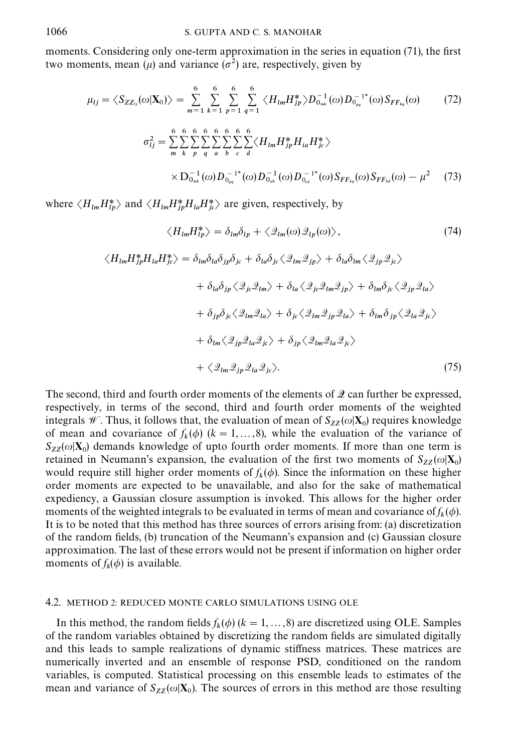moments. Considering only one-term approximation in the series in equation (71), the first two moments, mean ($\mu$) and variance ($\sigma^2$) are, respectively, given by

$$\mu_{lj} = \langle S_{ZZ_{lj}}(\omega|\mathbf{X}_0)\rangle = \sum_{m=1}^{6}\sum_{k=1}^{6}\sum_{p=1}^{6}\sum_{q=1}^{6}\langle H_{lm}H_{jp}^{*}\rangle D_{0_{mk}}^{-1}(\omega)D_{0_{pq}}^{-1^{*}}(\omega)S_{FF_{kq}}(\omega) \tag{72}$$

$$\sigma_{lj}^2 = \sum_{m}^{6}\sum_{k}^{6}\sum_{p}^{6}\sum_{q}^{6}\sum_{a}^{6}\sum_{b}^{6}\sum_{c}^{6}\sum_{d}^{6}\langle H_{lm}H_{jp}^{*}H_{ia}H_{jc}^{*}\rangle$$
$$\times \mathbf{D}_{0_{mk}}^{-1}(\omega)D_{0_{pq}}^{-1^{*}}(\omega)D_{0_{ab}}^{-1}(\omega)D_{0_{cd}}^{-1^{*}}(\omega)S_{FF_{kq}}(\omega)S_{FF_{bd}}(\omega) - \mu^2 \tag{73}$$

where $\langle H_{lm}H_{lp}^{*}\rangle$ and $\langle H_{lm}H_{jp}^{*}H_{la}H_{jc}^{*}\rangle$ are given, respectively, by

$$\langle H_{lm}H_{lp}^{*}\rangle = \delta_{lm}\delta_{lp} + \langle \mathcal{Q}_{lm}(\omega)\mathcal{Q}_{lp}(\omega)\rangle, \tag{74}$$

$$\begin{aligned}
\langle H_{lm}H_{jp}^{*}H_{la}H_{jc}^{*}\rangle = {} & \delta_{lm}\delta_{la}\delta_{jp}\delta_{jc} + \delta_{la}\delta_{jc}\langle \mathcal{Q}_{lm}\mathcal{Q}_{jp}\rangle + \delta_{la}\delta_{lm}\langle \mathcal{Q}_{jp}\mathcal{Q}_{jc}\rangle \\
& + \delta_{la}\delta_{jp}\langle \mathcal{Q}_{jc}\mathcal{Q}_{lm}\rangle + \delta_{la}\langle \mathcal{Q}_{jc}\mathcal{Q}_{lm}\mathcal{Q}_{jp}\rangle + \delta_{lm}\delta_{jc}\langle \mathcal{Q}_{jp}\mathcal{Q}_{la}\rangle \\
& + \delta_{jp}\delta_{jc}\langle \mathcal{Q}_{lm}\mathcal{Q}_{la}\rangle + \delta_{jc}\langle \mathcal{Q}_{lm}\mathcal{Q}_{jp}\mathcal{Q}_{la}\rangle + \delta_{lm}\delta_{jp}\langle \mathcal{Q}_{la}\mathcal{Q}_{jc}\rangle \\
& + \delta_{lm}\langle \mathcal{Q}_{jp}\mathcal{Q}_{la}\mathcal{Q}_{jc}\rangle + \delta_{jp}\langle \mathcal{Q}_{lm}\mathcal{Q}_{la}\mathcal{Q}_{jc}\rangle \\
& + \langle \mathcal{Q}_{lm}\mathcal{Q}_{jp}\mathcal{Q}_{la}\mathcal{Q}_{jc}\rangle.
\end{aligned} \tag{75}$$

The second, third and fourth order moments of the elements of $\mathcal{Q}$ can further be expressed, respectively, in terms of the second, third and fourth order moments of the weighted integrals $\mathcal{W}$. Thus, it follows that, the evaluation of mean of $S_{ZZ}(\omega|\mathbf{X}_0)$ requires knowledge of mean and covariance of $f_k(\phi)$ $(k = 1, \ldots, 8)$, while the evaluation of the variance of $S_{ZZ}(\omega|\mathbf{X}_0)$ demands knowledge of upto fourth order moments. If more than one term is retained in Neumann's expansion, the evaluation of the first two moments of $S_{ZZ}(\omega|\mathbf{X}_0)$ would require still higher order moments of $f_k(\phi)$. Since the information on these higher order moments are expected to be unavailable, and also for the sake of mathematical expediency, a Gaussian closure assumption is invoked. This allows for the higher order moments of the weighted integrals to be evaluated in terms of mean and covariance of $f_k(\phi)$. It is to be noted that this method has three sources of errors arising from: (a) discretization of the random fields, (b) truncation of the Neumann's expansion and (c) Gaussian closure approximation. The last of these errors would not be present if information on higher order moments of $f_k(\phi)$ is available.

### 4.2. METHOD 2: REDUCED MONTE CARLO SIMULATIONS USING OLE

In this method, the random fields $f_k(\phi)$ $(k = 1, \ldots, 8)$ are discretized using OLE. Samples of the random variables obtained by discretizing the random fields are simulated digitally and this leads to sample realizations of dynamic stiffness matrices. These matrices are numerically inverted and an ensemble of response PSD, conditioned on the random variables, is computed. Statistical processing on this ensemble leads to estimates of the mean and variance of $S_{ZZ}(\omega|\mathbf{X}_0)$. The sources of errors in this method are those resulting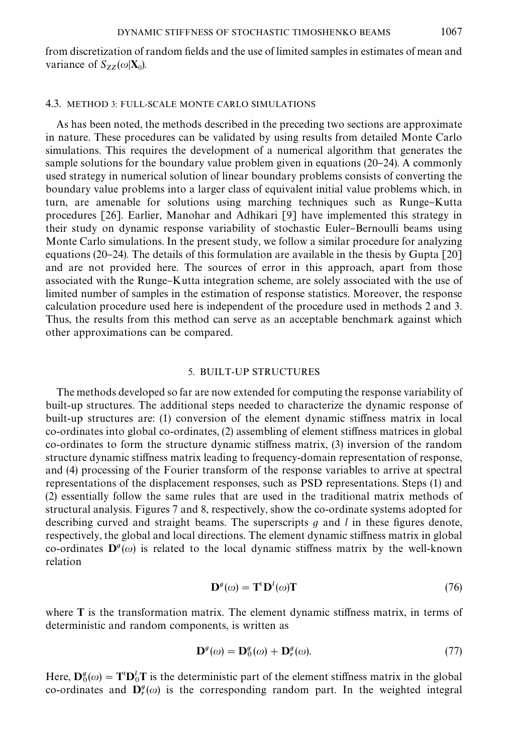from discretization of random fields and the use of limited samples in estimates of mean and variance of $S_{ZZ}(\omega|\mathbf{X}_0)$.

### 4.3. METHOD 3: FULL-SCALE MONTE CARLO SIMULATIONS

As has been noted, the methods described in the preceding two sections are approximate in nature. These procedures can be validated by using results from detailed Monte Carlo simulations. This requires the development of a numerical algorithm that generates the sample solutions for the boundary value problem given in equations (20–24). A commonly used strategy in numerical solution of linear boundary problems consists of converting the boundary value problems into a larger class of equivalent initial value problems which, in turn, are amenable for solutions using marching techniques such as Runge–Kutta procedures [26]. Earlier, Manohar and Adhikari [9] have implemented this strategy in their study on dynamic response variability of stochastic Euler–Bernoulli beams using Monte Carlo simulations. In the present study, we follow a similar procedure for analyzing equations (20–24). The details of this formulation are available in the thesis by Gupta [20] and are not provided here. The sources of error in this approach, apart from those associated with the Runge–Kutta integration scheme, are solely associated with the use of limited number of samples in the estimation of response statistics. Moreover, the response calculation procedure used here is independent of the procedure used in methods 2 and 3. Thus, the results from this method can serve as an acceptable benchmark against which other approximations can be compared.

## 5. BUILT-UP STRUCTURES

The methods developed so far are now extended for computing the response variability of built-up structures. The additional steps needed to characterize the dynamic response of built-up structures are: (1) conversion of the element dynamic stiffness matrix in local co-ordinates into global co-ordinates, (2) assembling of element stiffness matrices in global co-ordinates to form the structure dynamic stiffness matrix, (3) inversion of the random structure dynamic stiffness matrix leading to frequency-domain representation of response, and (4) processing of the Fourier transform of the response variables to arrive at spectral representations of the displacement responses, such as PSD representations. Steps (1) and (2) essentially follow the same rules that are used in the traditional matrix methods of structural analysis. Figures 7 and 8, respectively, show the co-ordinate systems adopted for describing curved and straight beams. The superscripts $g$ and $l$ in these figures denote, respectively, the global and local directions. The element dynamic stiffness matrix in global co-ordinates $\mathbf{D}^g(\omega)$ is related to the local dynamic stiffness matrix by the well-known relation

$$\mathbf{D}^g(\omega) = \mathbf{T}^t\mathbf{D}^l(\omega)\mathbf{T} \tag{76}$$

where $\mathbf{T}$ is the transformation matrix. The element dynamic stiffness matrix, in terms of deterministic and random components, is written as

$$\mathbf{D}^g(\omega) = \mathbf{D}_0^g(\omega) + \mathbf{D}_r^g(\omega). \tag{77}$$

Here, $\mathbf{D}_0^g(\omega) = \mathbf{T}^t\mathbf{D}_0^l\mathbf{T}$ is the deterministic part of the element stiffness matrix in the global co-ordinates and $\mathbf{D}_r^g(\omega)$ is the corresponding random part. In the weighted integral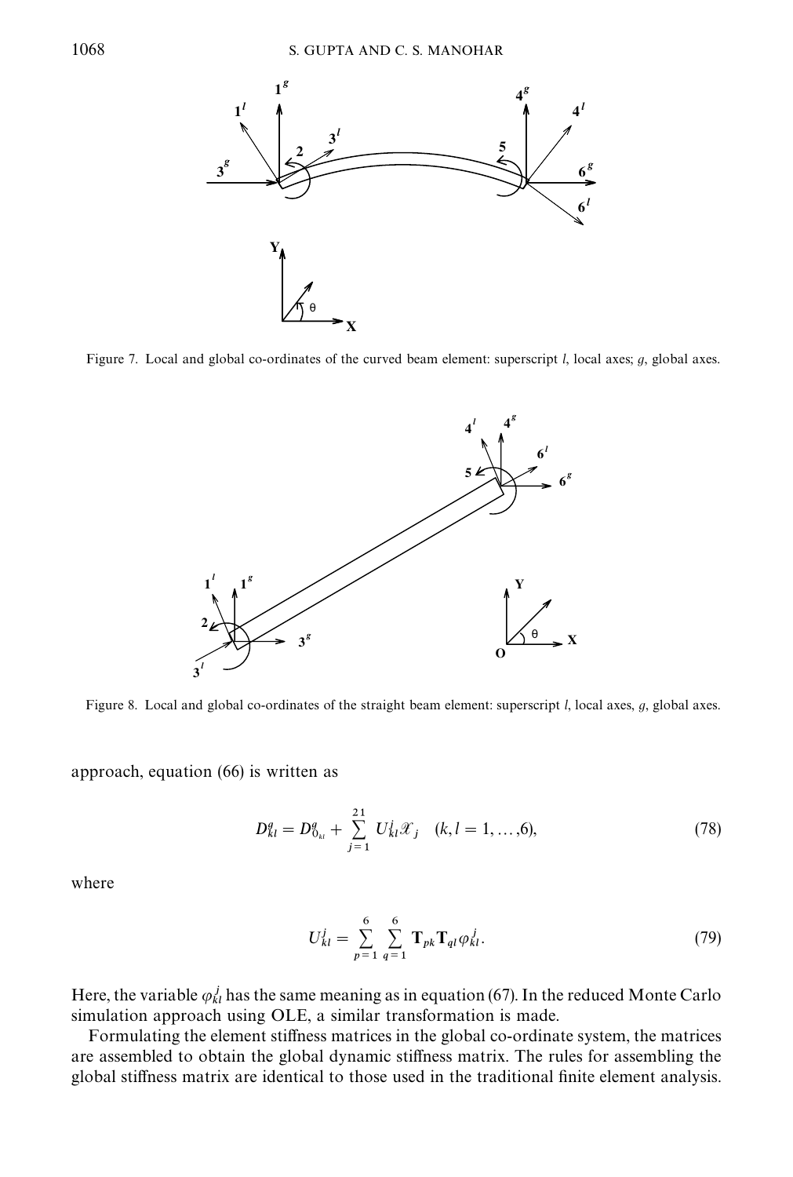Figure 7. Local and global co-ordinates of the curved beam element: superscript $l$, local axes; $g$, global axes.

Figure 8. Local and global co-ordinates of the straight beam element: superscript $l$, local axes, $g$, global axes.

approach, equation (66) is written as

$$D^g_{kl} = D^g_{0_{kl}} + \sum_{j=1}^{21} U^j_{kl} \mathscr{X}_j \quad (k, l = 1, \ldots, 6), \tag{78}$$

where

$$U^j_{kl} = \sum_{p=1}^{6} \sum_{q=1}^{6} \mathbf{T}_{pk} \mathbf{T}_{ql} \varphi^j_{kl}. \tag{79}$$

Here, the variable $\varphi^j_{kl}$ has the same meaning as in equation (67). In the reduced Monte Carlo simulation approach using OLE, a similar transformation is made.

Formulating the element stiffness matrices in the global co-ordinate system, the matrices are assembled to obtain the global dynamic stiffness matrix. The rules for assembling the global stiffness matrix are identical to those used in the traditional finite element analysis.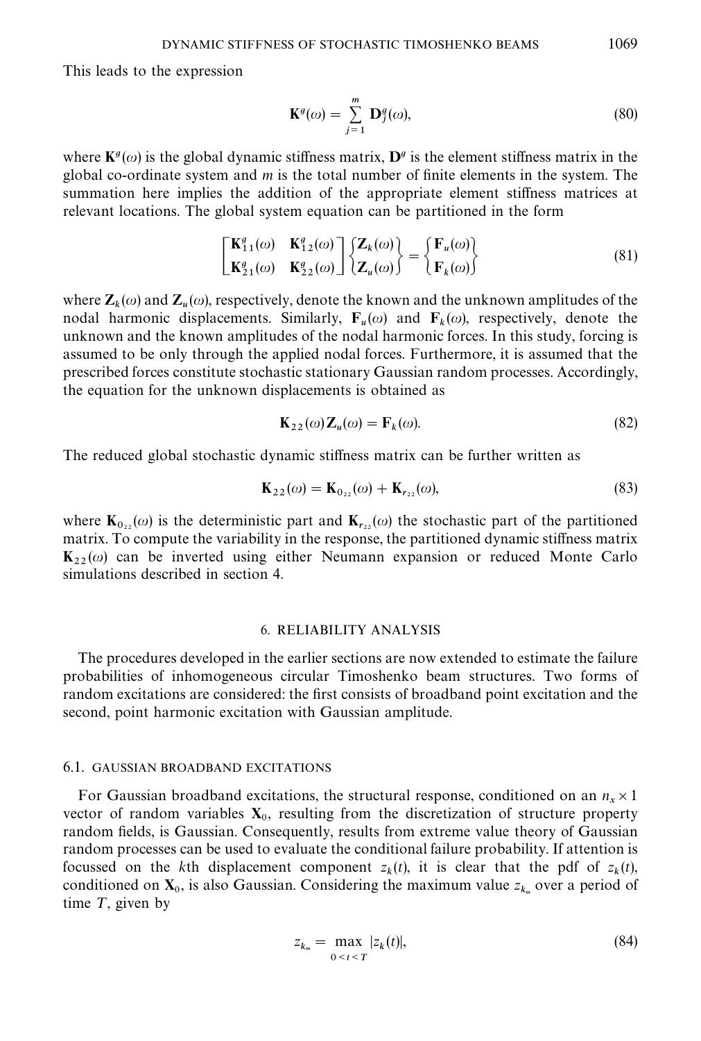This leads to the expression

$$\mathbf{K}^g(\omega) = \sum_{j=1}^{m} \mathbf{D}_j^g(\omega), \tag{80}$$

where $\mathbf{K}^g(\omega)$ is the global dynamic stiffness matrix, $\mathbf{D}^g$ is the element stiffness matrix in the global co-ordinate system and $m$ is the total number of finite elements in the system. The summation here implies the addition of the appropriate element stiffness matrices at relevant locations. The global system equation can be partitioned in the form

$$\begin{bmatrix} \mathbf{K}_{11}^g(\omega) & \mathbf{K}_{12}^g(\omega) \\ \mathbf{K}_{21}^g(\omega) & \mathbf{K}_{22}^g(\omega) \end{bmatrix} \begin{Bmatrix} \mathbf{Z}_k(\omega) \\ \mathbf{Z}_u(\omega) \end{Bmatrix} = \begin{Bmatrix} \mathbf{F}_u(\omega) \\ \mathbf{F}_k(\omega) \end{Bmatrix} \tag{81}$$

where $\mathbf{Z}_k(\omega)$ and $\mathbf{Z}_u(\omega)$, respectively, denote the known and the unknown amplitudes of the nodal harmonic displacements. Similarly, $\mathbf{F}_u(\omega)$ and $\mathbf{F}_k(\omega)$, respectively, denote the unknown and the known amplitudes of the nodal harmonic forces. In this study, forcing is assumed to be only through the applied nodal forces. Furthermore, it is assumed that the prescribed forces constitute stochastic stationary Gaussian random processes. Accordingly, the equation for the unknown displacements is obtained as

$$\mathbf{K}_{22}(\omega)\mathbf{Z}_u(\omega) = \mathbf{F}_k(\omega). \tag{82}$$

The reduced global stochastic dynamic stiffness matrix can be further written as

$$\mathbf{K}_{22}(\omega) = \mathbf{K}_{0_{22}}(\omega) + \mathbf{K}_{r_{22}}(\omega), \tag{83}$$

where $\mathbf{K}_{0_{22}}(\omega)$ is the deterministic part and $\mathbf{K}_{r_{22}}(\omega)$ the stochastic part of the partitioned matrix. To compute the variability in the response, the partitioned dynamic stiffness matrix $\mathbf{K}_{22}(\omega)$ can be inverted using either Neumann expansion or reduced Monte Carlo simulations described in section 4.

## 6. RELIABILITY ANALYSIS

The procedures developed in the earlier sections are now extended to estimate the failure probabilities of inhomogeneous circular Timoshenko beam structures. Two forms of random excitations are considered: the first consists of broadband point excitation and the second, point harmonic excitation with Gaussian amplitude.

### 6.1. GAUSSIAN BROADBAND EXCITATIONS

For Gaussian broadband excitations, the structural response, conditioned on an $n_x \times 1$ vector of random variables $\mathbf{X}_0$, resulting from the discretization of structure property random fields, is Gaussian. Consequently, results from extreme value theory of Gaussian random processes can be used to evaluate the conditional failure probability. If attention is focussed on the $k$th displacement component $z_k(t)$, it is clear that the pdf of $z_k(t)$, conditioned on $\mathbf{X}_0$, is also Gaussian. Considering the maximum value $z_{k_m}$ over a period of time $T$, given by

$$z_{k_m} = \max_{0<t<T} |z_k(t)|, \tag{84}$$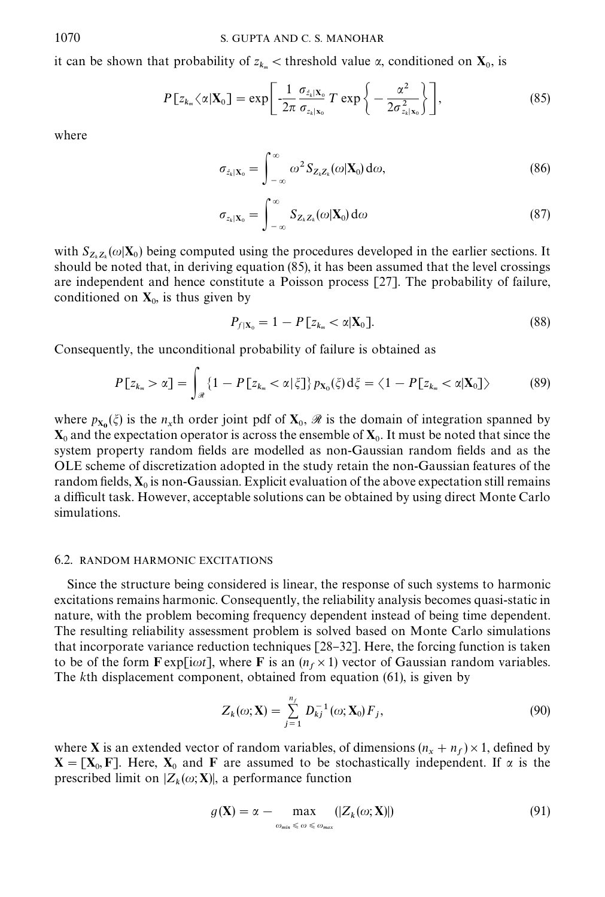it can be shown that probability of $z_{k_m}$ < threshold value $\alpha$, conditioned on $\mathbf{X}_0$, is

$$P[z_{k_m} \langle \alpha | \mathbf{X}_0] = \exp\left[ -\frac{1}{2\pi} \frac{\sigma_{\dot{z}_k|\mathbf{X}_0}}{\sigma_{z_k|\mathbf{x}_0}} T \exp\left\{ -\frac{\alpha^2}{2\sigma^2_{z_k|\mathbf{x}_0}} \right\} \right], \tag{85}$$

where

$$\sigma_{\dot{z}_k|\mathbf{X}_0} = \int_{-\infty}^{\infty} \omega^2 S_{Z_k Z_k}(\omega|\mathbf{X}_0)\, \mathrm{d}\omega, \tag{86}$$

$$\sigma_{z_k|\mathbf{X}_0} = \int_{-\infty}^{\infty} S_{Z_k Z_k}(\omega|\mathbf{X}_0)\, \mathrm{d}\omega \tag{87}$$

with $S_{Z_k Z_k}(\omega|\mathbf{X}_0)$ being computed using the procedures developed in the earlier sections. It should be noted that, in deriving equation (85), it has been assumed that the level crossings are independent and hence constitute a Poisson process [27]. The probability of failure, conditioned on $\mathbf{X}_0$, is thus given by

$$P_{f|\mathbf{X}_0} = 1 - P[z_{k_m} < \alpha | \mathbf{X}_0]. \tag{88}$$

Consequently, the unconditional probability of failure is obtained as

$$P[z_{k_m} > \alpha] = \int_{\mathscr{R}} \{1 - P[z_{k_m} < \alpha | \xi]\}\, p_{\mathbf{X}_0}(\xi)\, \mathrm{d}\xi = \langle 1 - P[z_{k_m} < \alpha | \mathbf{X}_0] \rangle \tag{89}$$

where $p_{\mathbf{X}_0}(\xi)$ is the $n_x$th order joint pdf of $\mathbf{X}_0$, $\mathscr{R}$ is the domain of integration spanned by $\mathbf{X}_0$ and the expectation operator is across the ensemble of $\mathbf{X}_0$. It must be noted that since the system property random fields are modelled as non-Gaussian random fields and as the OLE scheme of discretization adopted in the study retain the non-Gaussian features of the random fields, $\mathbf{X}_0$ is non-Gaussian. Explicit evaluation of the above expectation still remains a difficult task. However, acceptable solutions can be obtained by using direct Monte Carlo simulations.

### 6.2. RANDOM HARMONIC EXCITATIONS

Since the structure being considered is linear, the response of such systems to harmonic excitations remains harmonic. Consequently, the reliability analysis becomes quasi-static in nature, with the problem becoming frequency dependent instead of being time dependent. The resulting reliability assessment problem is solved based on Monte Carlo simulations that incorporate variance reduction techniques [28–32]. Here, the forcing function is taken to be of the form $\mathbf{F}\exp[\mathrm{i}\omega t]$, where $\mathbf{F}$ is an $(n_f \times 1)$ vector of Gaussian random variables. The $k$th displacement component, obtained from equation (61), is given by

$$Z_k(\omega; \mathbf{X}) = \sum_{j=1}^{n_f} D_{kj}^{-1}(\omega; \mathbf{X}_0) F_j, \tag{90}$$

where $\mathbf{X}$ is an extended vector of random variables, of dimensions $(n_x + n_f) \times 1$, defined by $\mathbf{X} = [\mathbf{X}_0, \mathbf{F}]$. Here, $\mathbf{X}_0$ and $\mathbf{F}$ are assumed to be stochastically independent. If $\alpha$ is the prescribed limit on $|Z_k(\omega; \mathbf{X})|$, a performance function

$$g(\mathbf{X}) = \alpha - \max_{\omega_{min} \leqslant \omega \leqslant \omega_{max}} (|Z_k(\omega; \mathbf{X})|) \tag{91}$$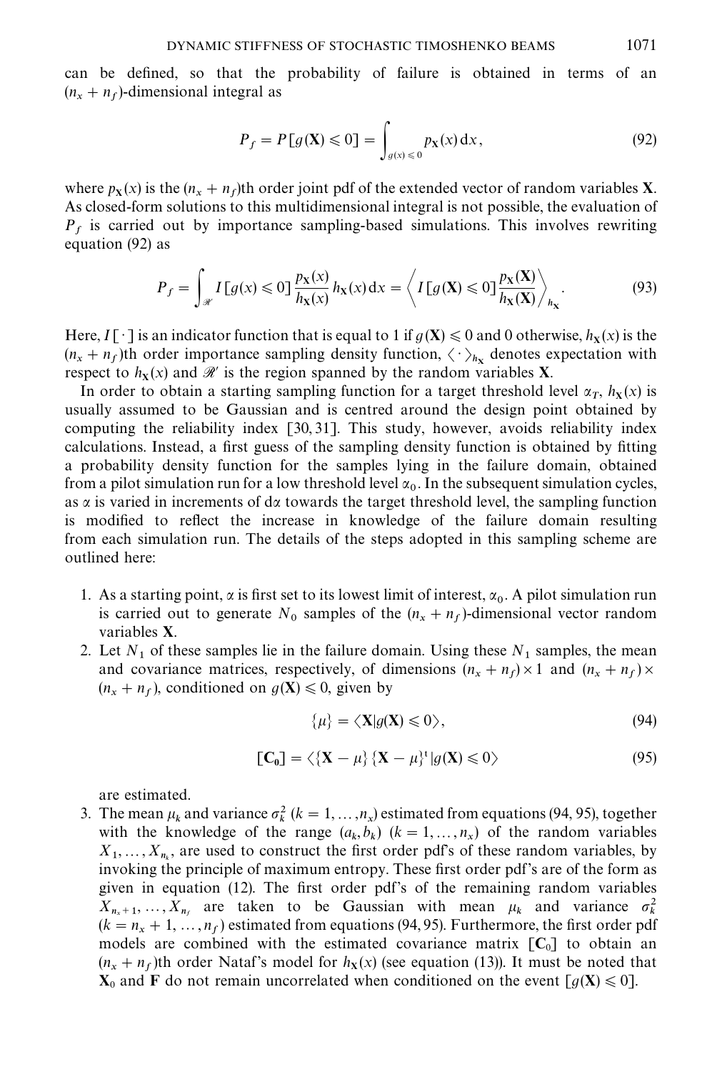can be defined, so that the probability of failure is obtained in terms of an $(n_x + n_f)$-dimensional integral as

$$P_f = P[g(\mathbf{X}) \leqslant 0] = \int_{g(x) \leqslant 0} p_{\mathbf{X}}(x)\,\mathrm{d}x, \tag{92}$$

where $p_{\mathbf{X}}(x)$ is the $(n_x + n_f)$th order joint pdf of the extended vector of random variables $\mathbf{X}$. As closed-form solutions to this multidimensional integral is not possible, the evaluation of $P_f$ is carried out by importance sampling-based simulations. This involves rewriting equation (92) as

$$P_f = \int_{\mathscr{R}'} I[g(x) \leqslant 0] \frac{p_{\mathbf{X}}(x)}{h_{\mathbf{X}}(x)} h_{\mathbf{X}}(x)\,\mathrm{d}x = \left\langle I[g(\mathbf{X}) \leqslant 0] \frac{p_{\mathbf{X}}(\mathbf{X})}{h_{\mathbf{X}}(\mathbf{X})} \right\rangle_{h_{\mathbf{X}}}. \tag{93}$$

Here, $I[\,\cdot\,]$ is an indicator function that is equal to 1 if $g(\mathbf{X}) \leqslant 0$ and 0 otherwise, $h_{\mathbf{X}}(x)$ is the $(n_x + n_f)$th order importance sampling density function, $\langle \cdot \rangle_{h_{\mathbf{X}}}$ denotes expectation with respect to $h_{\mathbf{X}}(x)$ and $\mathscr{R}'$ is the region spanned by the random variables $\mathbf{X}$.

In order to obtain a starting sampling function for a target threshold level $\alpha_T$, $h_{\mathbf{X}}(x)$ is usually assumed to be Gaussian and is centred around the design point obtained by computing the reliability index [30, 31]. This study, however, avoids reliability index calculations. Instead, a first guess of the sampling density function is obtained by fitting a probability density function for the samples lying in the failure domain, obtained from a pilot simulation run for a low threshold level $\alpha_0$. In the subsequent simulation cycles, as $\alpha$ is varied in increments of $\mathrm{d}\alpha$ towards the target threshold level, the sampling function is modified to reflect the increase in knowledge of the failure domain resulting from each simulation run. The details of the steps adopted in this sampling scheme are outlined here:

1. As a starting point, $\alpha$ is first set to its lowest limit of interest, $\alpha_0$. A pilot simulation run is carried out to generate $N_0$ samples of the $(n_x + n_f)$-dimensional vector random variables $\mathbf{X}$.
2. Let $N_1$ of these samples lie in the failure domain. Using these $N_1$ samples, the mean and covariance matrices, respectively, of dimensions $(n_x + n_f) \times 1$ and $(n_x + n_f) \times (n_x + n_f)$, conditioned on $g(\mathbf{X}) \leqslant 0$, given by

$$\{\mu\} = \langle \mathbf{X} | g(\mathbf{X}) \leqslant 0 \rangle, \tag{94}$$

$$[\mathbf{C_0}] = \langle \{\mathbf{X} - \mu\}\{\mathbf{X} - \mu\}^{\mathrm{t}} | g(\mathbf{X}) \leqslant 0 \rangle \tag{95}$$

   are estimated.
3. The mean $\mu_k$ and variance $\sigma_k^2$ $(k = 1, \ldots, n_x)$ estimated from equations (94, 95), together with the knowledge of the range $(a_k, b_k)$ $(k = 1, \ldots, n_x)$ of the random variables $X_1, \ldots, X_{n_x}$, are used to construct the first order pdf's of these random variables, by invoking the principle of maximum entropy. These first order pdf's are of the form as given in equation (12). The first order pdf's of the remaining random variables $X_{n_x+1}, \ldots, X_{n_f}$ are taken to be Gaussian with mean $\mu_k$ and variance $\sigma_k^2$ $(k = n_x + 1, \ldots, n_f)$ estimated from equations (94, 95). Furthermore, the first order pdf models are combined with the estimated covariance matrix $[\mathbf{C}_0]$ to obtain an $(n_x + n_f)$th order Nataf's model for $h_{\mathbf{X}}(x)$ (see equation (13)). It must be noted that $\mathbf{X}_0$ and $\mathbf{F}$ do not remain uncorrelated when conditioned on the event $[g(\mathbf{X}) \leqslant 0]$.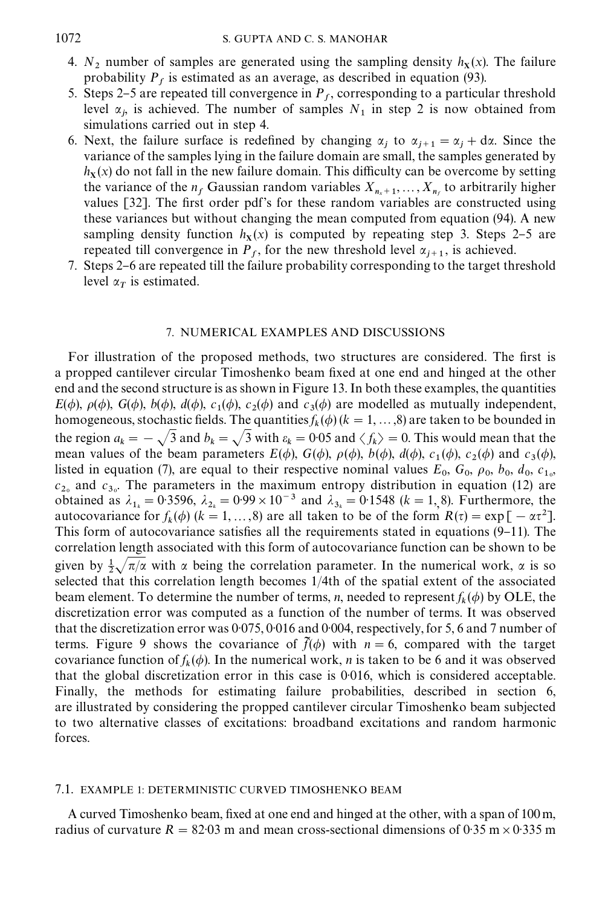4. $N_2$ number of samples are generated using the sampling density $h_{\mathbf{X}}(x)$. The failure probability $P_f$ is estimated as an average, as described in equation (93).
5. Steps 2–5 are repeated till convergence in $P_f$, corresponding to a particular threshold level $\alpha_j$, is achieved. The number of samples $N_1$ in step 2 is now obtained from simulations carried out in step 4.
6. Next, the failure surface is redefined by changing $\alpha_j$ to $\alpha_{j+1} = \alpha_j + \mathrm{d}\alpha$. Since the variance of the samples lying in the failure domain are small, the samples generated by $h_{\mathbf{X}}(x)$ do not fall in the new failure domain. This difficulty can be overcome by setting the variance of the $n_f$ Gaussian random variables $X_{n_x+1}, \ldots, X_{n_f}$ to arbitrarily higher values [32]. The first order pdf's for these random variables are constructed using these variances but without changing the mean computed from equation (94). A new sampling density function $h_{\mathbf{X}}(x)$ is computed by repeating step 3. Steps 2–5 are repeated till convergence in $P_f$, for the new threshold level $\alpha_{j+1}$, is achieved.
7. Steps 2–6 are repeated till the failure probability corresponding to the target threshold level $\alpha_T$ is estimated.

## 7. NUMERICAL EXAMPLES AND DISCUSSIONS

For illustration of the proposed methods, two structures are considered. The first is a propped cantilever circular Timoshenko beam fixed at one end and hinged at the other end and the second structure is as shown in Figure 13. In both these examples, the quantities $E(\phi)$, $\rho(\phi)$, $G(\phi)$, $b(\phi)$, $d(\phi)$, $c_1(\phi)$, $c_2(\phi)$ and $c_3(\phi)$ are modelled as mutually independent, homogeneous, stochastic fields. The quantities $f_k(\phi)$ $(k = 1, \ldots, 8)$ are taken to be bounded in the region $a_k = -\sqrt{3}$ and $b_k = \sqrt{3}$ with $\varepsilon_k = 0{\cdot}05$ and $\langle f_k \rangle = 0$. This would mean that the mean values of the beam parameters $E(\phi)$, $G(\phi)$, $\rho(\phi)$, $b(\phi)$, $d(\phi)$, $c_1(\phi)$, $c_2(\phi)$ and $c_3(\phi)$, listed in equation (7), are equal to their respective nominal values $E_0$, $G_0$, $\rho_0$, $b_0$, $d_0$, $c_{1_0}$, $c_{2_0}$ and $c_{3_0}$. The parameters in the maximum entropy distribution in equation (12) are obtained as $\lambda_{1_k} = 0{\cdot}3596$, $\lambda_{2_k} = 0{\cdot}99 \times 10^{-3}$ and $\lambda_{3_k} = 0{\cdot}1548$ $(k = 1, 8)$. Furthermore, the autocovariance for $f_k(\phi)$ $(k = 1, \ldots, 8)$ are all taken to be of the form $R(\tau) = \exp[-\alpha\tau^2]$. This form of autocovariance satisfies all the requirements stated in equations (9–11). The correlation length associated with this form of autocovariance function can be shown to be given by $\frac{1}{2}\sqrt{\pi/\alpha}$ with $\alpha$ being the correlation parameter. In the numerical work, $\alpha$ is so selected that this correlation length becomes 1/4th of the spatial extent of the associated beam element. To determine the number of terms, $n$, needed to represent $f_k(\phi)$ by OLE, the discretization error was computed as a function of the number of terms. It was observed that the discretization error was 0·075, 0·016 and 0·004, respectively, for 5, 6 and 7 number of terms. Figure 9 shows the covariance of $\tilde{f}(\phi)$ with $n = 6$, compared with the target covariance function of $f_k(\phi)$. In the numerical work, $n$ is taken to be 6 and it was observed that the global discretization error in this case is 0·016, which is considered acceptable. Finally, the methods for estimating failure probabilities, described in section 6, are illustrated by considering the propped cantilever circular Timoshenko beam subjected to two alternative classes of excitations: broadband excitations and random harmonic forces.

### 7.1. EXAMPLE 1: DETERMINISTIC CURVED TIMOSHENKO BEAM

A curved Timoshenko beam, fixed at one end and hinged at the other, with a span of 100 m, radius of curvature $R = 82{\cdot}03$ m and mean cross-sectional dimensions of 0·35 m × 0·335 m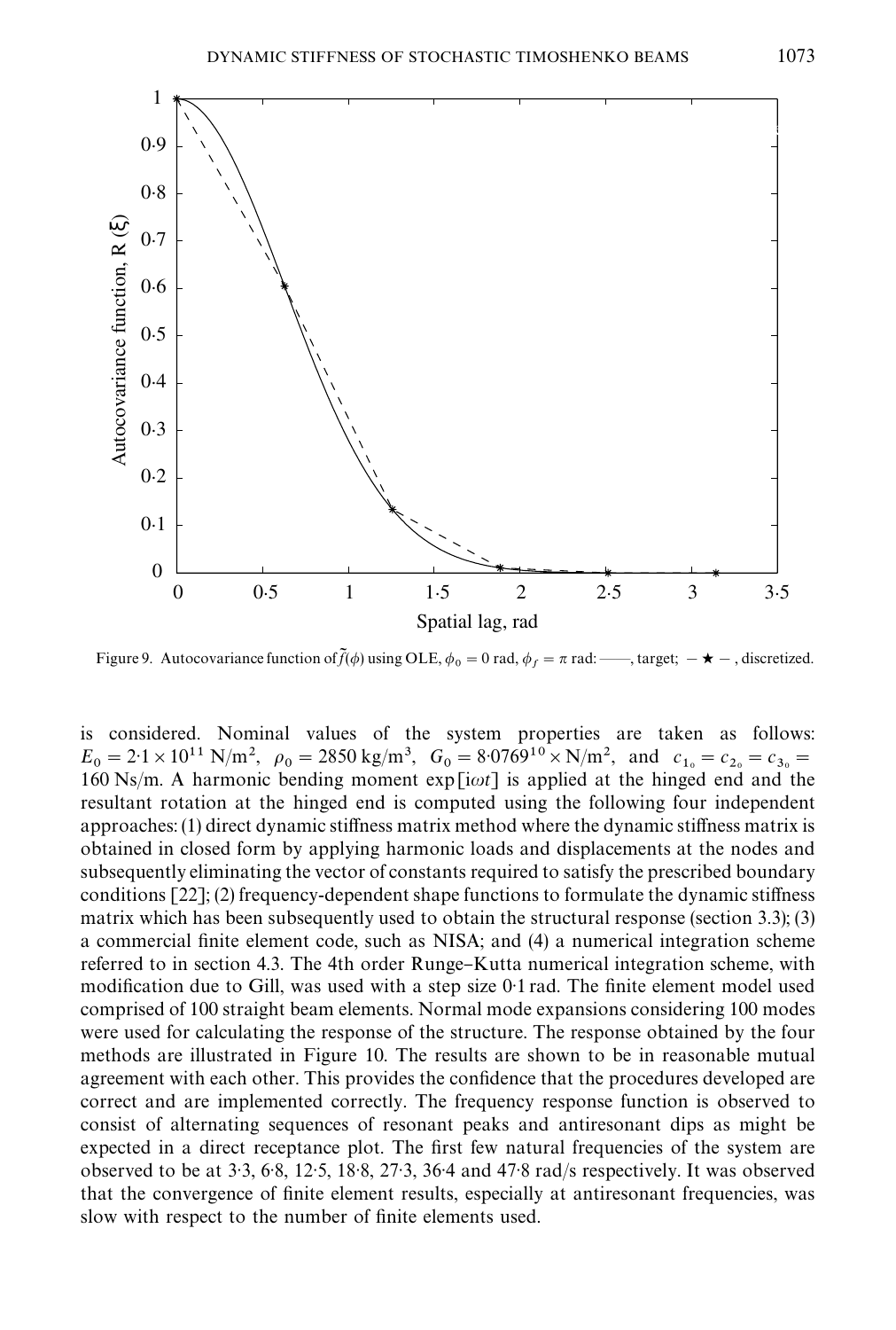Figure 9. Autocovariance function of $\tilde{f}(\phi)$ using OLE, $\phi_0 = 0$ rad, $\phi_f = \pi$ rad: ——, target; $-\bigstar-$, discretized.

is considered. Nominal values of the system properties are taken as follows: $E_0 = 2{\cdot}1 \times 10^{11}$ N/m$^2$, $\rho_0 = 2850$ kg/m$^3$, $G_0 = 8{\cdot}0769^{10} \times$ N/m$^2$, and $c_{1_0} = c_{2_0} = c_{3_0} =$ 160 Ns/m. A harmonic bending moment $\exp[\mathrm{i}\omega t]$ is applied at the hinged end and the resultant rotation at the hinged end is computed using the following four independent approaches: (1) direct dynamic stiffness matrix method where the dynamic stiffness matrix is obtained in closed form by applying harmonic loads and displacements at the nodes and subsequently eliminating the vector of constants required to satisfy the prescribed boundary conditions [22]; (2) frequency-dependent shape functions to formulate the dynamic stiffness matrix which has been subsequently used to obtain the structural response (section 3.3); (3) a commercial finite element code, such as NISA; and (4) a numerical integration scheme referred to in section 4.3. The 4th order Runge–Kutta numerical integration scheme, with modification due to Gill, was used with a step size 0·1 rad. The finite element model used comprised of 100 straight beam elements. Normal mode expansions considering 100 modes were used for calculating the response of the structure. The response obtained by the four methods are illustrated in Figure 10. The results are shown to be in reasonable mutual agreement with each other. This provides the confidence that the procedures developed are correct and are implemented correctly. The frequency response function is observed to consist of alternating sequences of resonant peaks and antiresonant dips as might be expected in a direct receptance plot. The first few natural frequencies of the system are observed to be at 3·3, 6·8, 12·5, 18·8, 27·3, 36·4 and 47·8 rad/s respectively. It was observed that the convergence of finite element results, especially at antiresonant frequencies, was slow with respect to the number of finite elements used.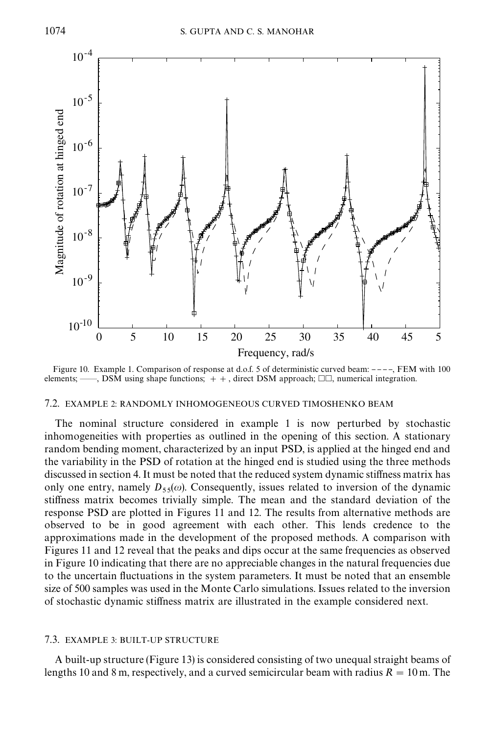Figure 10. Example 1. Comparison of response at d.o.f. 5 of deterministic curved beam: - - - -, FEM with 100 elements; ——, DSM using shape functions; + +, direct DSM approach; □□, numerical integration.

### 7.2. EXAMPLE 2: RANDOMLY INHOMOGENEOUS CURVED TIMOSHENKO BEAM

The nominal structure considered in example 1 is now perturbed by stochastic inhomogeneities with properties as outlined in the opening of this section. A stationary random bending moment, characterized by an input PSD, is applied at the hinged end and the variability in the PSD of rotation at the hinged end is studied using the three methods discussed in section 4. It must be noted that the reduced system dynamic stiffness matrix has only one entry, namely $D_{55}(\omega)$. Consequently, issues related to inversion of the dynamic stiffness matrix becomes trivially simple. The mean and the standard deviation of the response PSD are plotted in Figures 11 and 12. The results from alternative methods are observed to be in good agreement with each other. This lends credence to the approximations made in the development of the proposed methods. A comparison with Figures 11 and 12 reveal that the peaks and dips occur at the same frequencies as observed in Figure 10 indicating that there are no appreciable changes in the natural frequencies due to the uncertain fluctuations in the system parameters. It must be noted that an ensemble size of 500 samples was used in the Monte Carlo simulations. Issues related to the inversion of stochastic dynamic stiffness matrix are illustrated in the example considered next.

### 7.3. EXAMPLE 3: BUILT-UP STRUCTURE

A built-up structure (Figure 13) is considered consisting of two unequal straight beams of lengths 10 and 8 m, respectively, and a curved semicircular beam with radius $R = 10$ m. The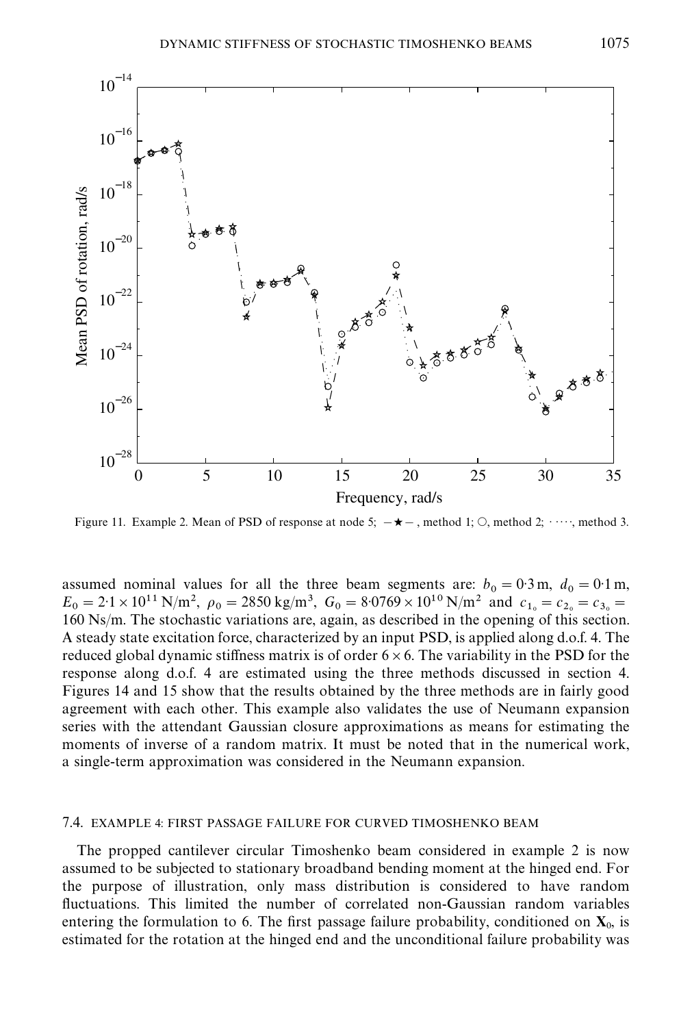Figure 11. Example 2. Mean of PSD of response at node 5; $-\bigstar-$, method 1; $\bigcirc$, method 2; $\cdots\cdots$, method 3.

assumed nominal values for all the three beam segments are: $b_0 = 0{\cdot}3\,\text{m}$, $d_0 = 0{\cdot}1\,\text{m}$, $E_0 = 2{\cdot}1 \times 10^{11}\,\text{N/m}^2$, $\rho_0 = 2850\,\text{kg/m}^3$, $G_0 = 8{\cdot}0769 \times 10^{10}\,\text{N/m}^2$ and $c_{1_0} = c_{2_0} = c_{3_0} = 160\,\text{Ns/m}$. The stochastic variations are, again, as described in the opening of this section. A steady state excitation force, characterized by an input PSD, is applied along d.o.f. 4. The reduced global dynamic stiffness matrix is of order $6 \times 6$. The variability in the PSD for the response along d.o.f. 4 are estimated using the three methods discussed in section 4. Figures 14 and 15 show that the results obtained by the three methods are in fairly good agreement with each other. This example also validates the use of Neumann expansion series with the attendant Gaussian closure approximations as means for estimating the moments of inverse of a random matrix. It must be noted that in the numerical work, a single-term approximation was considered in the Neumann expansion.

### 7.4. EXAMPLE 4: FIRST PASSAGE FAILURE FOR CURVED TIMOSHENKO BEAM

The propped cantilever circular Timoshenko beam considered in example 2 is now assumed to be subjected to stationary broadband bending moment at the hinged end. For the purpose of illustration, only mass distribution is considered to have random fluctuations. This limited the number of correlated non-Gaussian random variables entering the formulation to 6. The first passage failure probability, conditioned on $\mathbf{X}_0$, is estimated for the rotation at the hinged end and the unconditional failure probability was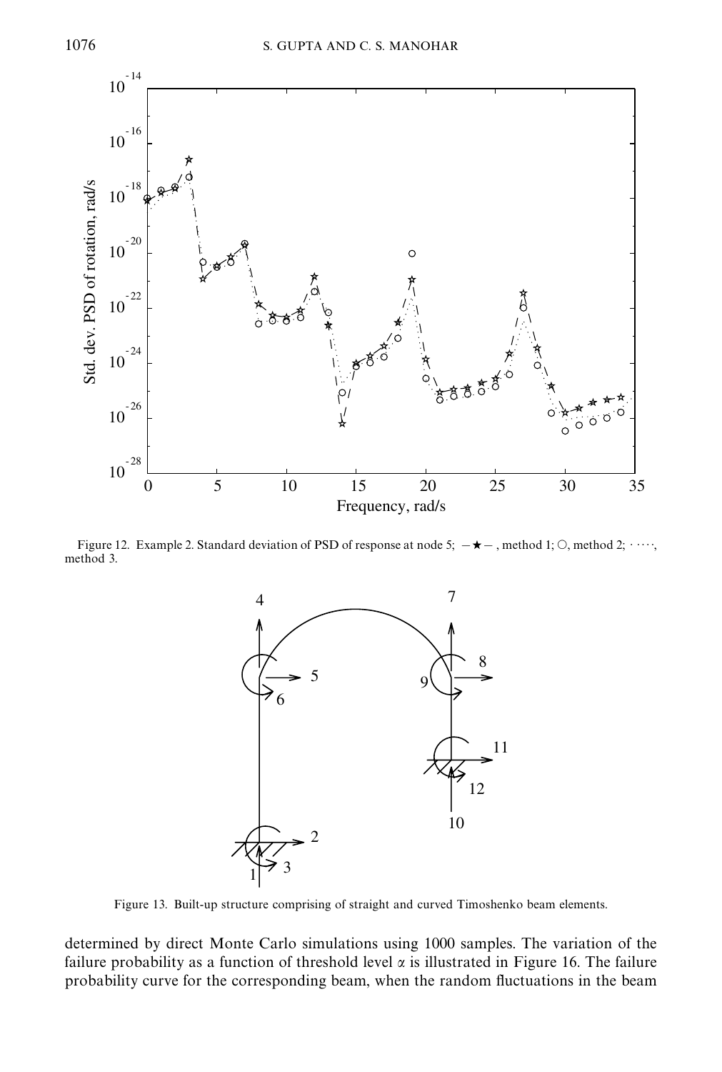Figure 12. Example 2. Standard deviation of PSD of response at node 5; —★—, method 1; ○, method 2; ·····, method 3.

Figure 13. Built-up structure comprising of straight and curved Timoshenko beam elements.

determined by direct Monte Carlo simulations using 1000 samples. The variation of the failure probability as a function of threshold level $\alpha$ is illustrated in Figure 16. The failure probability curve for the corresponding beam, when the random fluctuations in the beam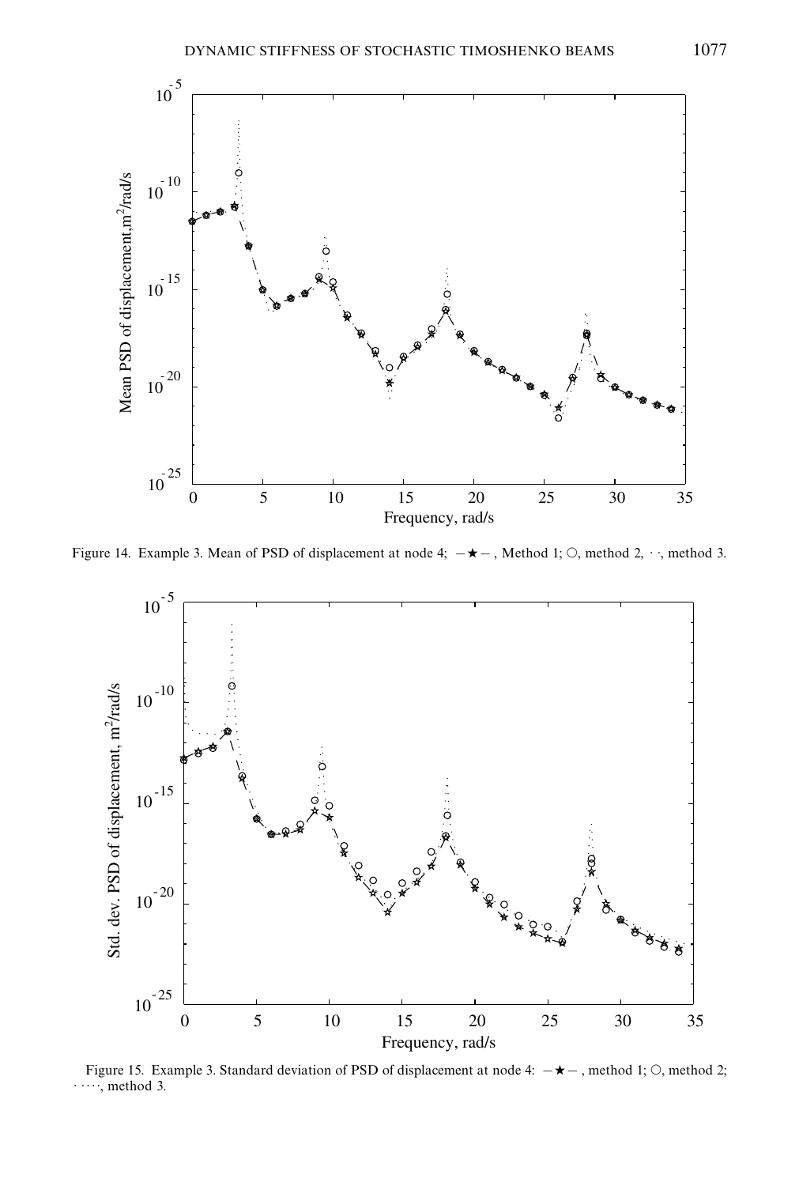Figure 14. Example 3. Mean of PSD of displacement at node 4; —★—, Method 1; ○, method 2, · ·, method 3.

Figure 15. Example 3. Standard deviation of PSD of displacement at node 4: —★—, method 1; ○, method 2; · · · · ·, method 3.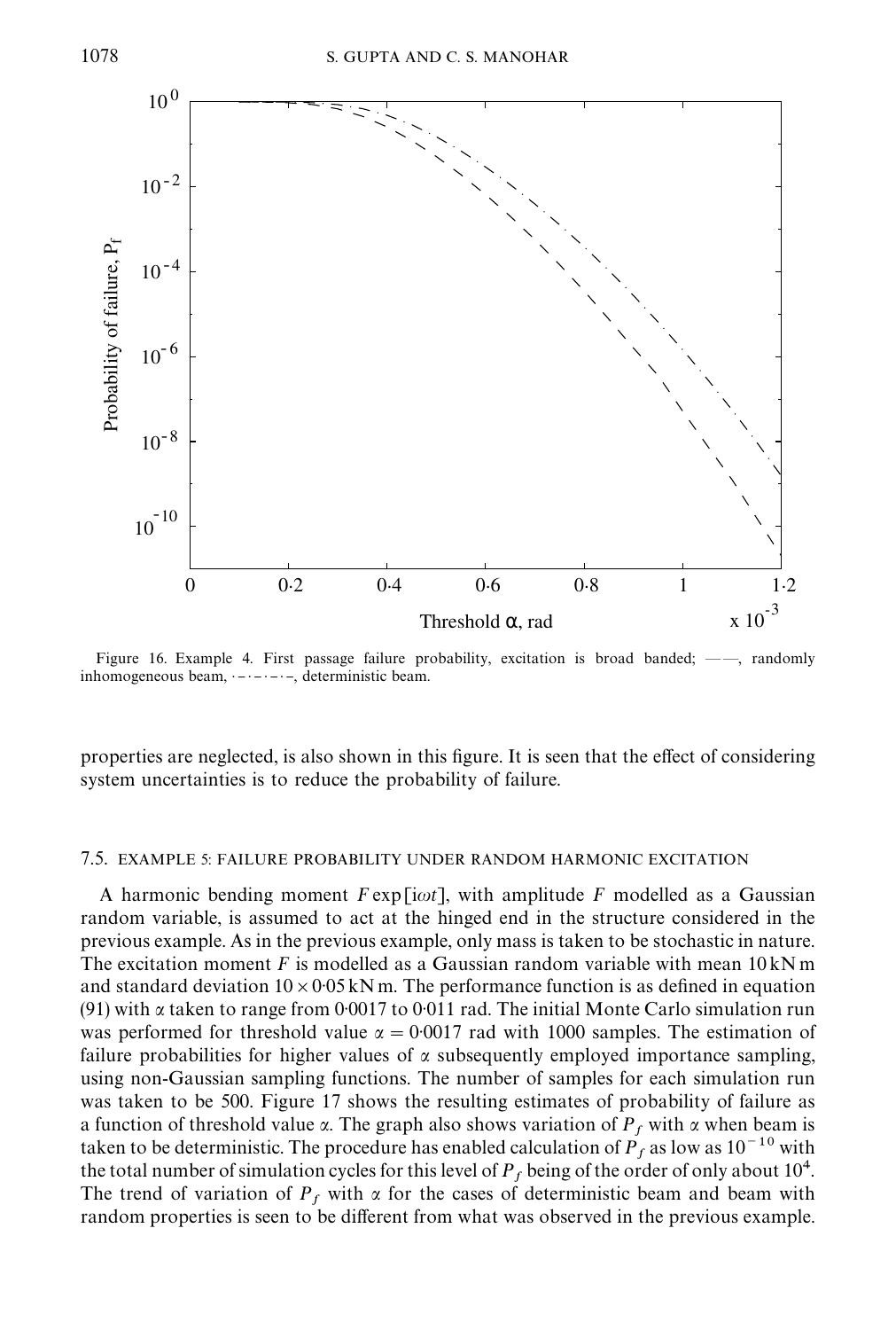Figure 16. Example 4. First passage failure probability, excitation is broad banded; ——, randomly inhomogeneous beam, ·–·–·–·–, deterministic beam.

properties are neglected, is also shown in this figure. It is seen that the effect of considering system uncertainties is to reduce the probability of failure.

### 7.5. EXAMPLE 5: FAILURE PROBABILITY UNDER RANDOM HARMONIC EXCITATION

A harmonic bending moment $F \exp[i\omega t]$, with amplitude $F$ modelled as a Gaussian random variable, is assumed to act at the hinged end in the structure considered in the previous example. As in the previous example, only mass is taken to be stochastic in nature. The excitation moment $F$ is modelled as a Gaussian random variable with mean 10 kN m and standard deviation $10 \times 0{\cdot}05$ kN m. The performance function is as defined in equation (91) with $\alpha$ taken to range from 0·0017 to 0·011 rad. The initial Monte Carlo simulation run was performed for threshold value $\alpha = 0{\cdot}0017$ rad with 1000 samples. The estimation of failure probabilities for higher values of $\alpha$ subsequently employed importance sampling, using non-Gaussian sampling functions. The number of samples for each simulation run was taken to be 500. Figure 17 shows the resulting estimates of probability of failure as a function of threshold value $\alpha$. The graph also shows variation of $P_f$ with $\alpha$ when beam is taken to be deterministic. The procedure has enabled calculation of $P_f$ as low as $10^{-10}$ with the total number of simulation cycles for this level of $P_f$ being of the order of only about $10^4$. The trend of variation of $P_f$ with $\alpha$ for the cases of deterministic beam and beam with random properties is seen to be different from what was observed in the previous example.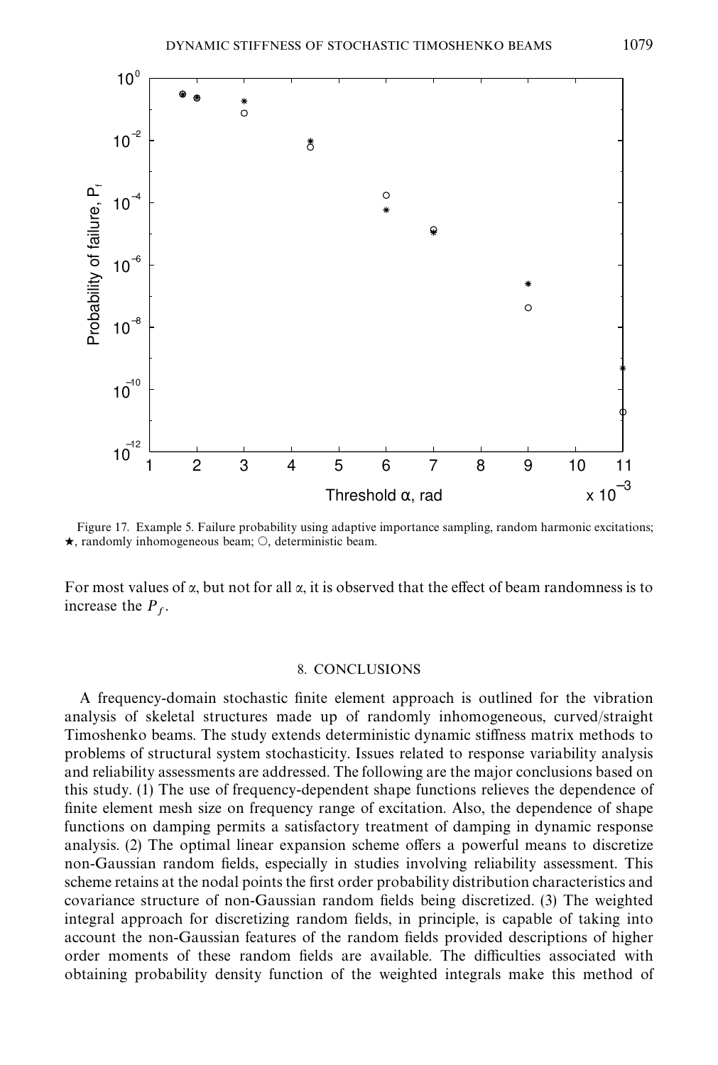Figure 17. Example 5. Failure probability using adaptive importance sampling, random harmonic excitations; ★, randomly inhomogeneous beam; ○, deterministic beam.

For most values of $\alpha$, but not for all $\alpha$, it is observed that the effect of beam randomness is to increase the $P_f$.

## 8. CONCLUSIONS

A frequency-domain stochastic finite element approach is outlined for the vibration analysis of skeletal structures made up of randomly inhomogeneous, curved/straight Timoshenko beams. The study extends deterministic dynamic stiffness matrix methods to problems of structural system stochasticity. Issues related to response variability analysis and reliability assessments are addressed. The following are the major conclusions based on this study. (1) The use of frequency-dependent shape functions relieves the dependence of finite element mesh size on frequency range of excitation. Also, the dependence of shape functions on damping permits a satisfactory treatment of damping in dynamic response analysis. (2) The optimal linear expansion scheme offers a powerful means to discretize non-Gaussian random fields, especially in studies involving reliability assessment. This scheme retains at the nodal points the first order probability distribution characteristics and covariance structure of non-Gaussian random fields being discretized. (3) The weighted integral approach for discretizing random fields, in principle, is capable of taking into account the non-Gaussian features of the random fields provided descriptions of higher order moments of these random fields are available. The difficulties associated with obtaining probability density function of the weighted integrals make this method of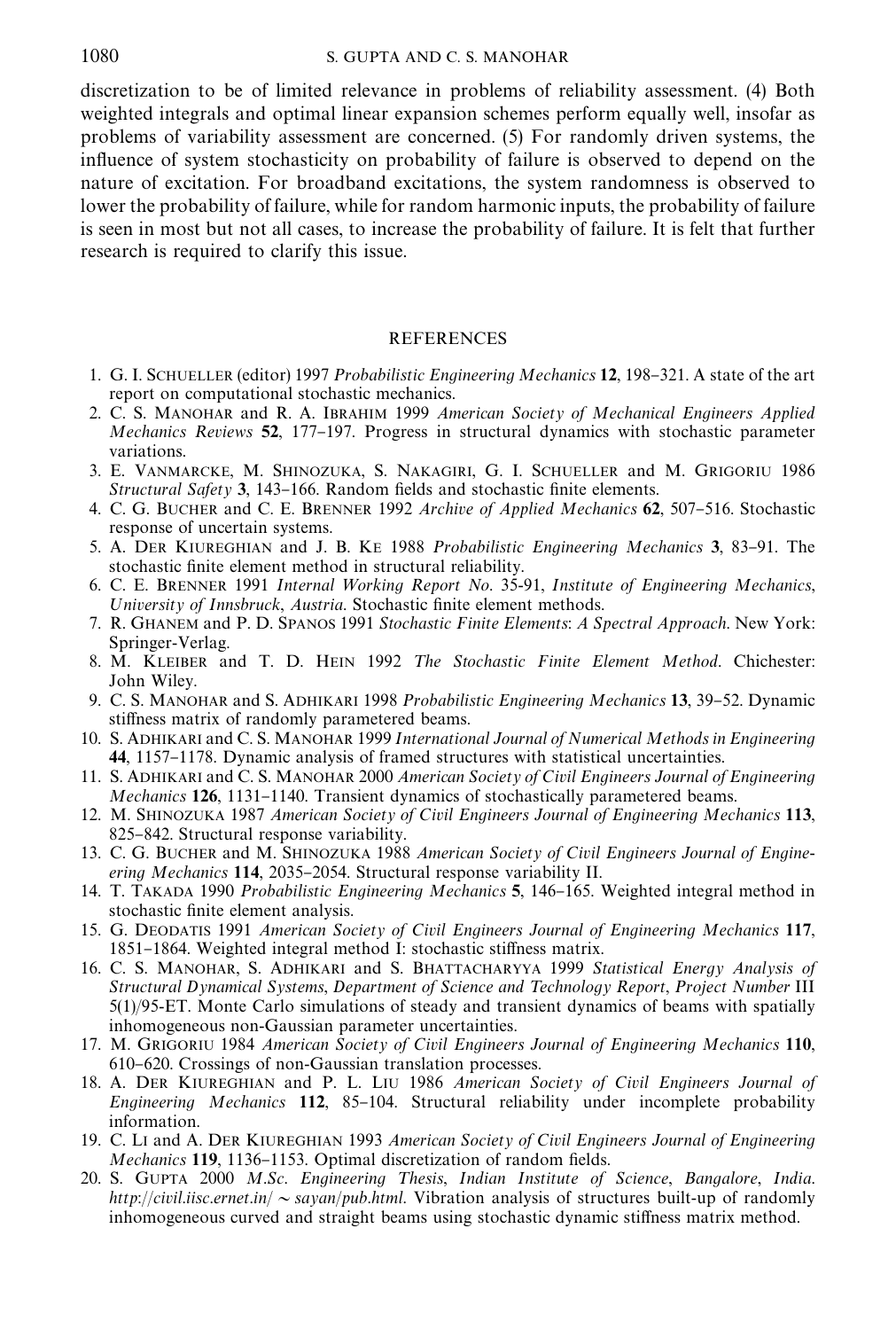discretization to be of limited relevance in problems of reliability assessment. (4) Both weighted integrals and optimal linear expansion schemes perform equally well, insofar as problems of variability assessment are concerned. (5) For randomly driven systems, the influence of system stochasticity on probability of failure is observed to depend on the nature of excitation. For broadband excitations, the system randomness is observed to lower the probability of failure, while for random harmonic inputs, the probability of failure is seen in most but not all cases, to increase the probability of failure. It is felt that further research is required to clarify this issue.

## REFERENCES

1. G. I. Schueller (editor) 1997 *Probabilistic Engineering Mechanics* **12**, 198–321. A state of the art report on computational stochastic mechanics.
2. C. S. Manohar and R. A. Ibrahim 1999 *American Society of Mechanical Engineers Applied Mechanics Reviews* **52**, 177–197. Progress in structural dynamics with stochastic parameter variations.
3. E. Vanmarcke, M. Shinozuka, S. Nakagiri, G. I. Schueller and M. Grigoriu 1986 *Structural Safety* **3**, 143–166. Random fields and stochastic finite elements.
4. C. G. Bucher and C. E. Brenner 1992 *Archive of Applied Mechanics* **62**, 507–516. Stochastic response of uncertain systems.
5. A. Der Kiureghian and J. B. Ke 1988 *Probabilistic Engineering Mechanics* **3**, 83–91. The stochastic finite element method in structural reliability.
6. C. E. Brenner 1991 *Internal Working Report No*. 35-91, *Institute of Engineering Mechanics*, *University of Innsbruck*, *Austria*. Stochastic finite element methods.
7. R. Ghanem and P. D. Spanos 1991 *Stochastic Finite Elements*: *A Spectral Approach*. New York: Springer-Verlag.
8. M. Kleiber and T. D. Hein 1992 *The Stochastic Finite Element Method*. Chichester: John Wiley.
9. C. S. Manohar and S. Adhikari 1998 *Probabilistic Engineering Mechanics* **13**, 39–52. Dynamic stiffness matrix of randomly parametered beams.
10. S. Adhikari and C. S. Manohar 1999 *International Journal of Numerical Methods in Engineering* **44**, 1157–1178. Dynamic analysis of framed structures with statistical uncertainties.
11. S. Adhikari and C. S. Manohar 2000 *American Society of Civil Engineers Journal of Engineering Mechanics* **126**, 1131–1140. Transient dynamics of stochastically parametered beams.
12. M. Shinozuka 1987 *American Society of Civil Engineers Journal of Engineering Mechanics* **113**, 825–842. Structural response variability.
13. C. G. Bucher and M. Shinozuka 1988 *American Society of Civil Engineers Journal of Engineering Mechanics* **114**, 2035–2054. Structural response variability II.
14. T. Takada 1990 *Probabilistic Engineering Mechanics* **5**, 146–165. Weighted integral method in stochastic finite element analysis.
15. G. Deodatis 1991 *American Society of Civil Engineers Journal of Engineering Mechanics* **117**, 1851–1864. Weighted integral method I: stochastic stiffness matrix.
16. C. S. Manohar, S. Adhikari and S. Bhattacharyya 1999 *Statistical Energy Analysis of Structural Dynamical Systems*, *Department of Science and Technology Report*, *Project Number* III 5(1)/95-ET. Monte Carlo simulations of steady and transient dynamics of beams with spatially inhomogeneous non-Gaussian parameter uncertainties.
17. M. Grigoriu 1984 *American Society of Civil Engineers Journal of Engineering Mechanics* **110**, 610–620. Crossings of non-Gaussian translation processes.
18. A. Der Kiureghian and P. L. Liu 1986 *American Society of Civil Engineers Journal of Engineering Mechanics* **112**, 85–104. Structural reliability under incomplete probability information.
19. C. Li and A. Der Kiureghian 1993 *American Society of Civil Engineers Journal of Engineering Mechanics* **119**, 1136–1153. Optimal discretization of random fields.
20. S. Gupta 2000 *M.Sc. Engineering Thesis*, *Indian Institute of Science*, *Bangalore*, *India*. *http://civil.iisc.ernet.in/ ~ sayan/pub.html*. Vibration analysis of structures built-up of randomly inhomogeneous curved and straight beams using stochastic dynamic stiffness matrix method.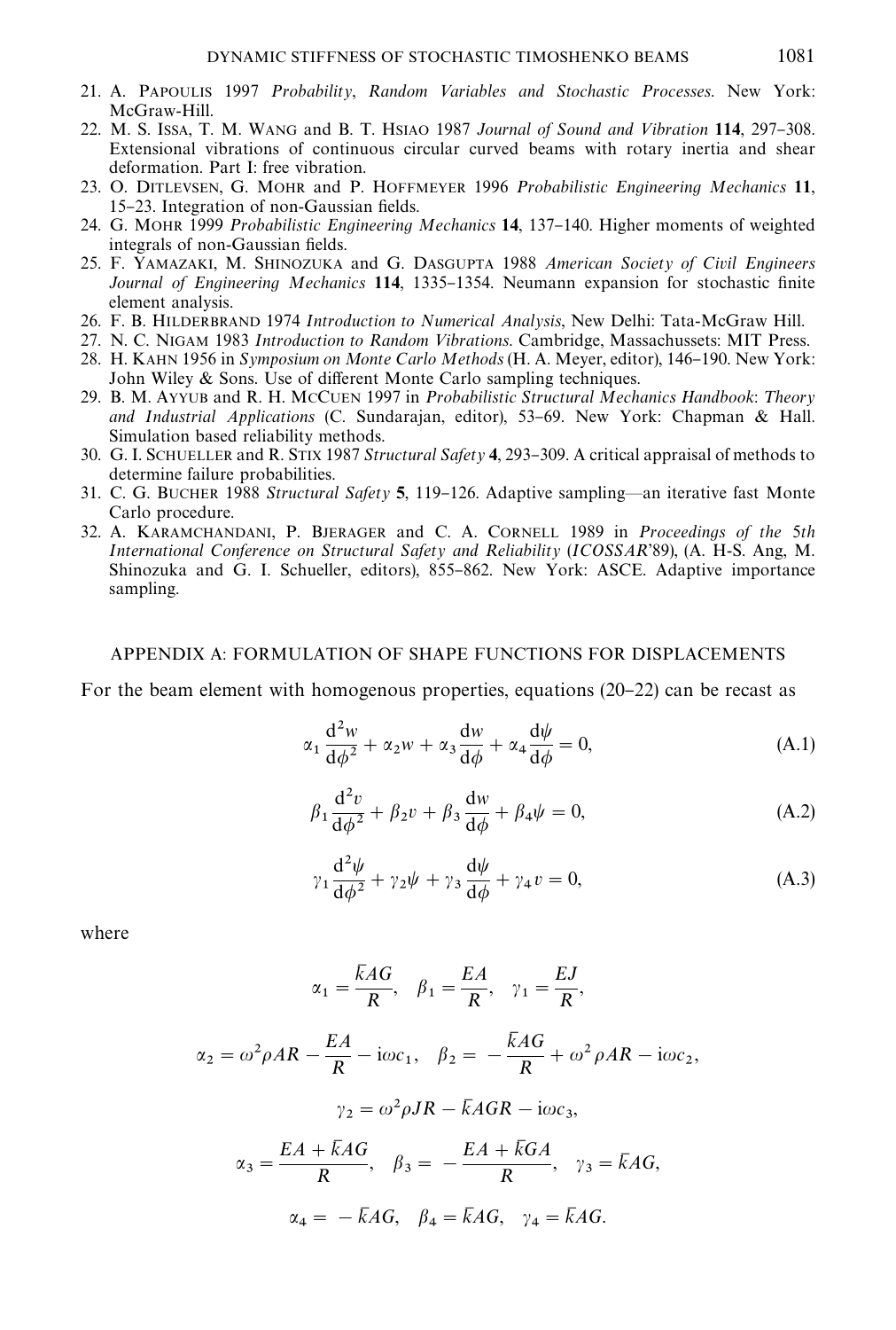21. A. Papoulis 1997 *Probability, Random Variables and Stochastic Processes*. New York: McGraw-Hill.
22. M. S. Issa, T. M. Wang and B. T. Hsiao 1987 *Journal of Sound and Vibration* **114**, 297–308. Extensional vibrations of continuous circular curved beams with rotary inertia and shear deformation. Part I: free vibration.
23. O. Ditlevsen, G. Mohr and P. Hoffmeyer 1996 *Probabilistic Engineering Mechanics* **11**, 15–23. Integration of non-Gaussian fields.
24. G. Mohr 1999 *Probabilistic Engineering Mechanics* **14**, 137–140. Higher moments of weighted integrals of non-Gaussian fields.
25. F. Yamazaki, M. Shinozuka and G. Dasgupta 1988 *American Society of Civil Engineers Journal of Engineering Mechanics* **114**, 1335–1354. Neumann expansion for stochastic finite element analysis.
26. F. B. Hilderbrand 1974 *Introduction to Numerical Analysis*, New Delhi: Tata-McGraw Hill.
27. N. C. Nigam 1983 *Introduction to Random Vibrations*. Cambridge, Massachussets: MIT Press.
28. H. Kahn 1956 in *Symposium on Monte Carlo Methods* (H. A. Meyer, editor), 146–190. New York: John Wiley & Sons. Use of different Monte Carlo sampling techniques.
29. B. M. Ayyub and R. H. McCuen 1997 in *Probabilistic Structural Mechanics Handbook*: *Theory and Industrial Applications* (C. Sundarajan, editor), 53–69. New York: Chapman & Hall. Simulation based reliability methods.
30. G. I. Schueller and R. Stix 1987 *Structural Safety* **4**, 293–309. A critical appraisal of methods to determine failure probabilities.
31. C. G. Bucher 1988 *Structural Safety* **5**, 119–126. Adaptive sampling—an iterative fast Monte Carlo procedure.
32. A. Karamchandani, P. Bjerager and C. A. Cornell 1989 in *Proceedings of the 5th International Conference on Structural Safety and Reliability* (*ICOSSAR*'89), (A. H-S. Ang, M. Shinozuka and G. I. Schueller, editors), 855–862. New York: ASCE. Adaptive importance sampling.

## APPENDIX A: FORMULATION OF SHAPE FUNCTIONS FOR DISPLACEMENTS

For the beam element with homogenous properties, equations (20–22) can be recast as

$$\alpha_1 \frac{\mathrm{d}^2 w}{\mathrm{d}\phi^2} + \alpha_2 w + \alpha_3 \frac{\mathrm{d}w}{\mathrm{d}\phi} + \alpha_4 \frac{\mathrm{d}\psi}{\mathrm{d}\phi} = 0, \tag{A.1}$$

$$\beta_1 \frac{\mathrm{d}^2 v}{\mathrm{d}\phi^2} + \beta_2 v + \beta_3 \frac{\mathrm{d}w}{\mathrm{d}\phi} + \beta_4 \psi = 0, \tag{A.2}$$

$$\gamma_1 \frac{\mathrm{d}^2 \psi}{\mathrm{d}\phi^2} + \gamma_2 \psi + \gamma_3 \frac{\mathrm{d}\psi}{\mathrm{d}\phi} + \gamma_4 v = 0, \tag{A.3}$$

where

$$\alpha_1 = \frac{\bar{k}AG}{R}, \quad \beta_1 = \frac{EA}{R}, \quad \gamma_1 = \frac{EJ}{R},$$

$$\alpha_2 = \omega^2 \rho AR - \frac{EA}{R} - \mathrm{i}\omega c_1, \quad \beta_2 = -\frac{\bar{k}AG}{R} + \omega^2 \rho AR - \mathrm{i}\omega c_2,$$

$$\gamma_2 = \omega^2 \rho JR - \bar{k}AGR - \mathrm{i}\omega c_3,$$

$$\alpha_3 = \frac{EA + \bar{k}AG}{R}, \quad \beta_3 = -\frac{EA + \bar{k}GA}{R}, \quad \gamma_3 = \bar{k}AG,$$

$$\alpha_4 = -\bar{k}AG, \quad \beta_4 = \bar{k}AG, \quad \gamma_4 = \bar{k}AG.$$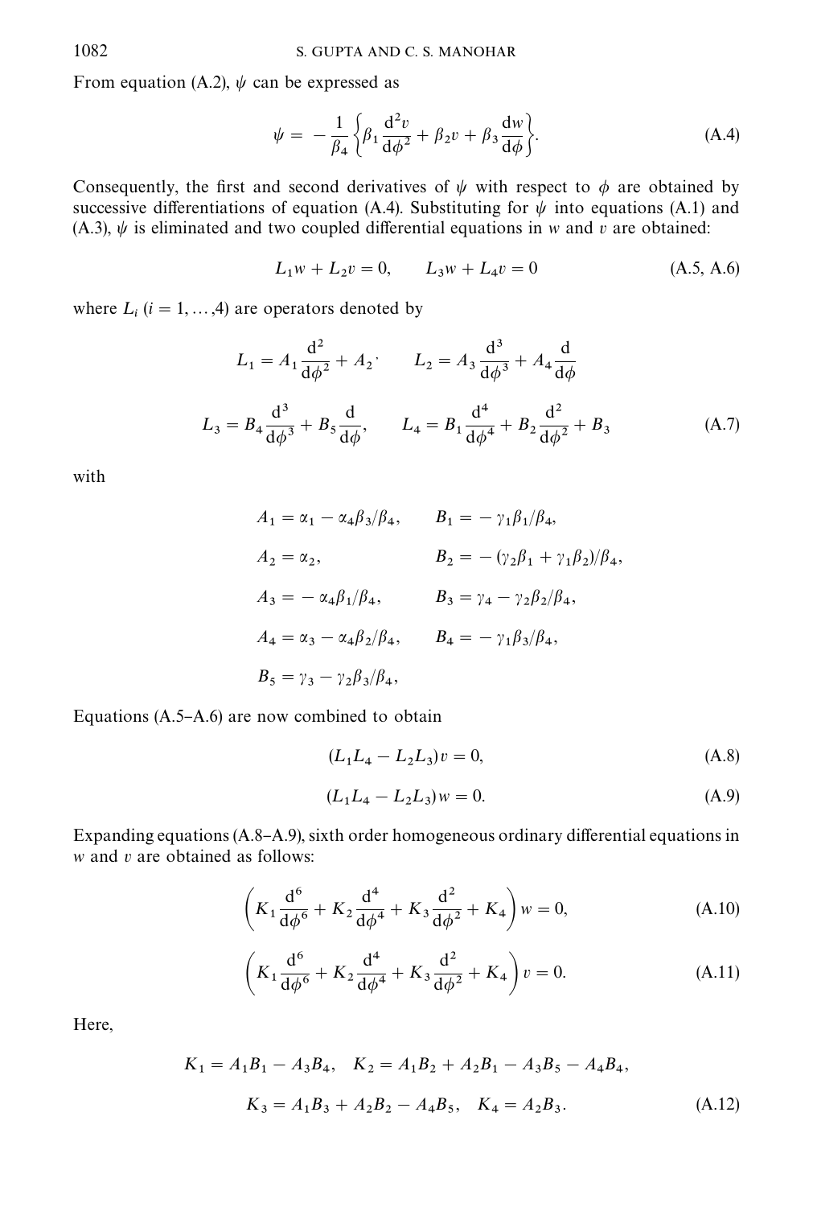From equation (A.2), $\psi$ can be expressed as

$$\psi = -\frac{1}{\beta_4}\left\{\beta_1 \frac{\mathrm{d}^2 v}{\mathrm{d}\phi^2} + \beta_2 v + \beta_3 \frac{\mathrm{d}w}{\mathrm{d}\phi}\right\}. \tag{A.4}$$

Consequently, the first and second derivatives of $\psi$ with respect to $\phi$ are obtained by successive differentiations of equation (A.4). Substituting for $\psi$ into equations (A.1) and (A.3), $\psi$ is eliminated and two coupled differential equations in $w$ and $v$ are obtained:

$$L_1 w + L_2 v = 0, \qquad L_3 w + L_4 v = 0 \tag{A.5, A.6}$$

where $L_i$ $(i = 1, \ldots, 4)$ are operators denoted by

$$L_1 = A_1 \frac{\mathrm{d}^2}{\mathrm{d}\phi^2} + A_2, \qquad L_2 = A_3 \frac{\mathrm{d}^3}{\mathrm{d}\phi^3} + A_4 \frac{\mathrm{d}}{\mathrm{d}\phi}$$

$$L_3 = B_4 \frac{\mathrm{d}^3}{\mathrm{d}\phi^3} + B_5 \frac{\mathrm{d}}{\mathrm{d}\phi}, \qquad L_4 = B_1 \frac{\mathrm{d}^4}{\mathrm{d}\phi^4} + B_2 \frac{\mathrm{d}^2}{\mathrm{d}\phi^2} + B_3 \tag{A.7}$$

with

$$A_1 = \alpha_1 - \alpha_4\beta_3/\beta_4, \qquad B_1 = -\gamma_1\beta_1/\beta_4,$$

$$A_2 = \alpha_2, \qquad B_2 = -(\gamma_2\beta_1 + \gamma_1\beta_2)/\beta_4,$$

$$A_3 = -\alpha_4\beta_1/\beta_4, \qquad B_3 = \gamma_4 - \gamma_2\beta_2/\beta_4,$$

$$A_4 = \alpha_3 - \alpha_4\beta_2/\beta_4, \qquad B_4 = -\gamma_1\beta_3/\beta_4,$$

$$B_5 = \gamma_3 - \gamma_2\beta_3/\beta_4,$$

Equations (A.5–A.6) are now combined to obtain

$$(L_1 L_4 - L_2 L_3) v = 0, \tag{A.8}$$

$$(L_1 L_4 - L_2 L_3) w = 0. \tag{A.9}$$

Expanding equations (A.8–A.9), sixth order homogeneous ordinary differential equations in $w$ and $v$ are obtained as follows:

$$\left(K_1 \frac{\mathrm{d}^6}{\mathrm{d}\phi^6} + K_2 \frac{\mathrm{d}^4}{\mathrm{d}\phi^4} + K_3 \frac{\mathrm{d}^2}{\mathrm{d}\phi^2} + K_4\right) w = 0, \tag{A.10}$$

$$\left(K_1 \frac{\mathrm{d}^6}{\mathrm{d}\phi^6} + K_2 \frac{\mathrm{d}^4}{\mathrm{d}\phi^4} + K_3 \frac{\mathrm{d}^2}{\mathrm{d}\phi^2} + K_4\right) v = 0. \tag{A.11}$$

Here,

$$K_1 = A_1 B_1 - A_3 B_4, \quad K_2 = A_1 B_2 + A_2 B_1 - A_3 B_5 - A_4 B_4,$$

$$K_3 = A_1 B_3 + A_2 B_2 - A_4 B_5, \quad K_4 = A_2 B_3. \tag{A.12}$$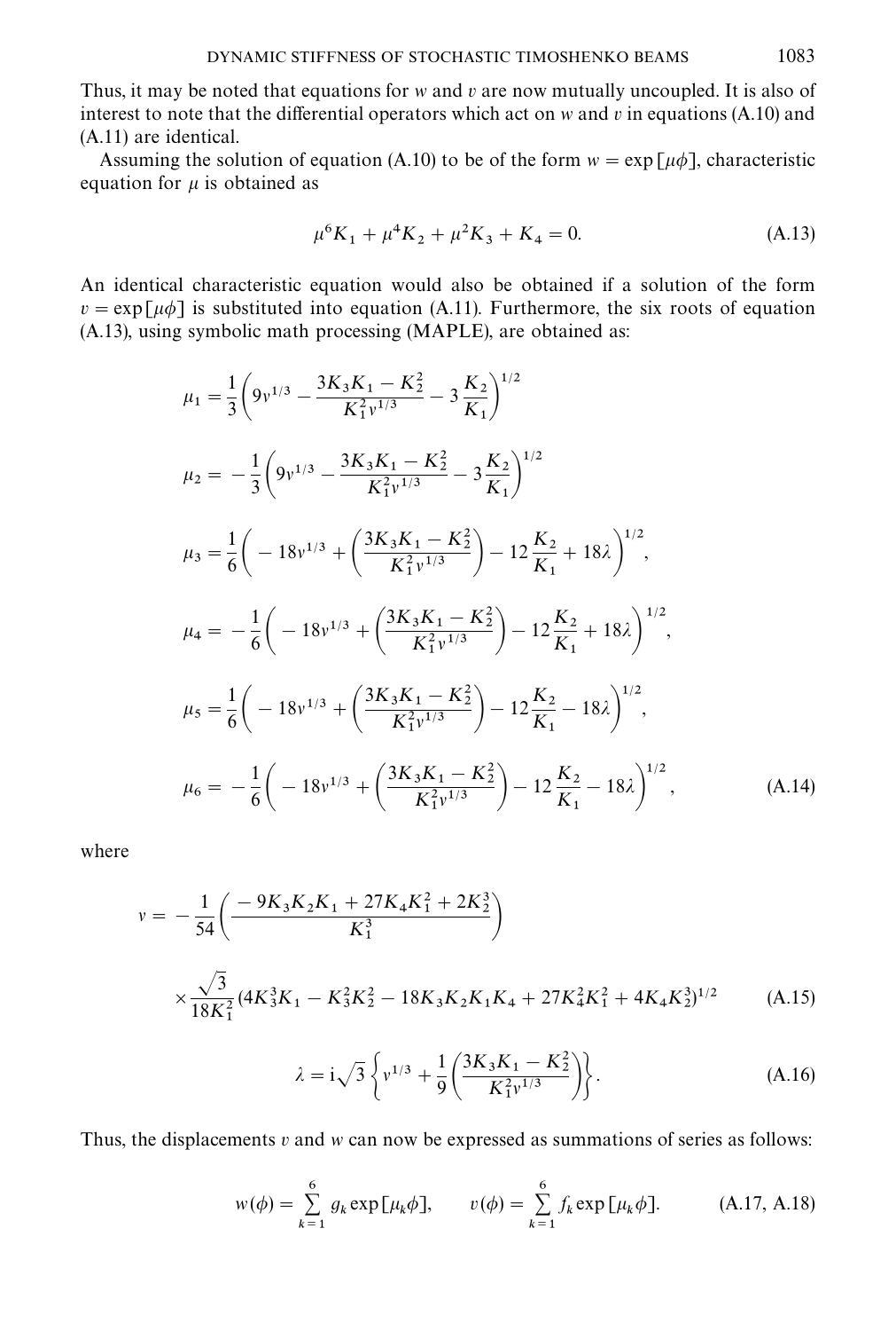Thus, it may be noted that equations for $w$ and $v$ are now mutually uncoupled. It is also of interest to note that the differential operators which act on $w$ and $v$ in equations (A.10) and (A.11) are identical.

Assuming the solution of equation (A.10) to be of the form $w = \exp[\mu\phi]$, characteristic equation for $\mu$ is obtained as

$$\mu^6 K_1 + \mu^4 K_2 + \mu^2 K_3 + K_4 = 0. \tag{A.13}$$

An identical characteristic equation would also be obtained if a solution of the form $v = \exp[\mu\phi]$ is substituted into equation (A.11). Furthermore, the six roots of equation (A.13), using symbolic math processing (MAPLE), are obtained as:

$$\mu_1 = \frac{1}{3}\left(9v^{1/3} - \frac{3K_3K_1 - K_2^2}{K_1^2 v^{1/3}} - 3\frac{K_2}{K_1}\right)^{1/2}$$

$$\mu_2 = -\frac{1}{3}\left(9v^{1/3} - \frac{3K_3K_1 - K_2^2}{K_1^2 v^{1/3}} - 3\frac{K_2}{K_1}\right)^{1/2}$$

$$\mu_3 = \frac{1}{6}\left(-18v^{1/3} + \left(\frac{3K_3K_1 - K_2^2}{K_1^2 v^{1/3}}\right) - 12\frac{K_2}{K_1} + 18\lambda\right)^{1/2},$$

$$\mu_4 = -\frac{1}{6}\left(-18v^{1/3} + \left(\frac{3K_3K_1 - K_2^2}{K_1^2 v^{1/3}}\right) - 12\frac{K_2}{K_1} + 18\lambda\right)^{1/2},$$

$$\mu_5 = \frac{1}{6}\left(-18v^{1/3} + \left(\frac{3K_3K_1 - K_2^2}{K_1^2 v^{1/3}}\right) - 12\frac{K_2}{K_1} - 18\lambda\right)^{1/2},$$

$$\mu_6 = -\frac{1}{6}\left(-18v^{1/3} + \left(\frac{3K_3K_1 - K_2^2}{K_1^2 v^{1/3}}\right) - 12\frac{K_2}{K_1} - 18\lambda\right)^{1/2}, \tag{A.14}$$

where

$$v = -\frac{1}{54}\left(\frac{-9K_3K_2K_1 + 27K_4K_1^2 + 2K_2^3}{K_1^3}\right)$$

$$\times \frac{\sqrt{3}}{18K_1^2}\left(4K_3^3K_1 - K_3^2K_2^2 - 18K_3K_2K_1K_4 + 27K_4^2K_1^2 + 4K_4K_2^3\right)^{1/2} \tag{A.15}$$

$$\lambda = \mathrm{i}\sqrt{3}\left\{v^{1/3} + \frac{1}{9}\left(\frac{3K_3K_1 - K_2^2}{K_1^2 v^{1/3}}\right)\right\}. \tag{A.16}$$

Thus, the displacements $v$ and $w$ can now be expressed as summations of series as follows:

$$w(\phi) = \sum_{k=1}^{6} g_k \exp[\mu_k \phi], \qquad v(\phi) = \sum_{k=1}^{6} f_k \exp[\mu_k \phi]. \tag{A.17, A.18}$$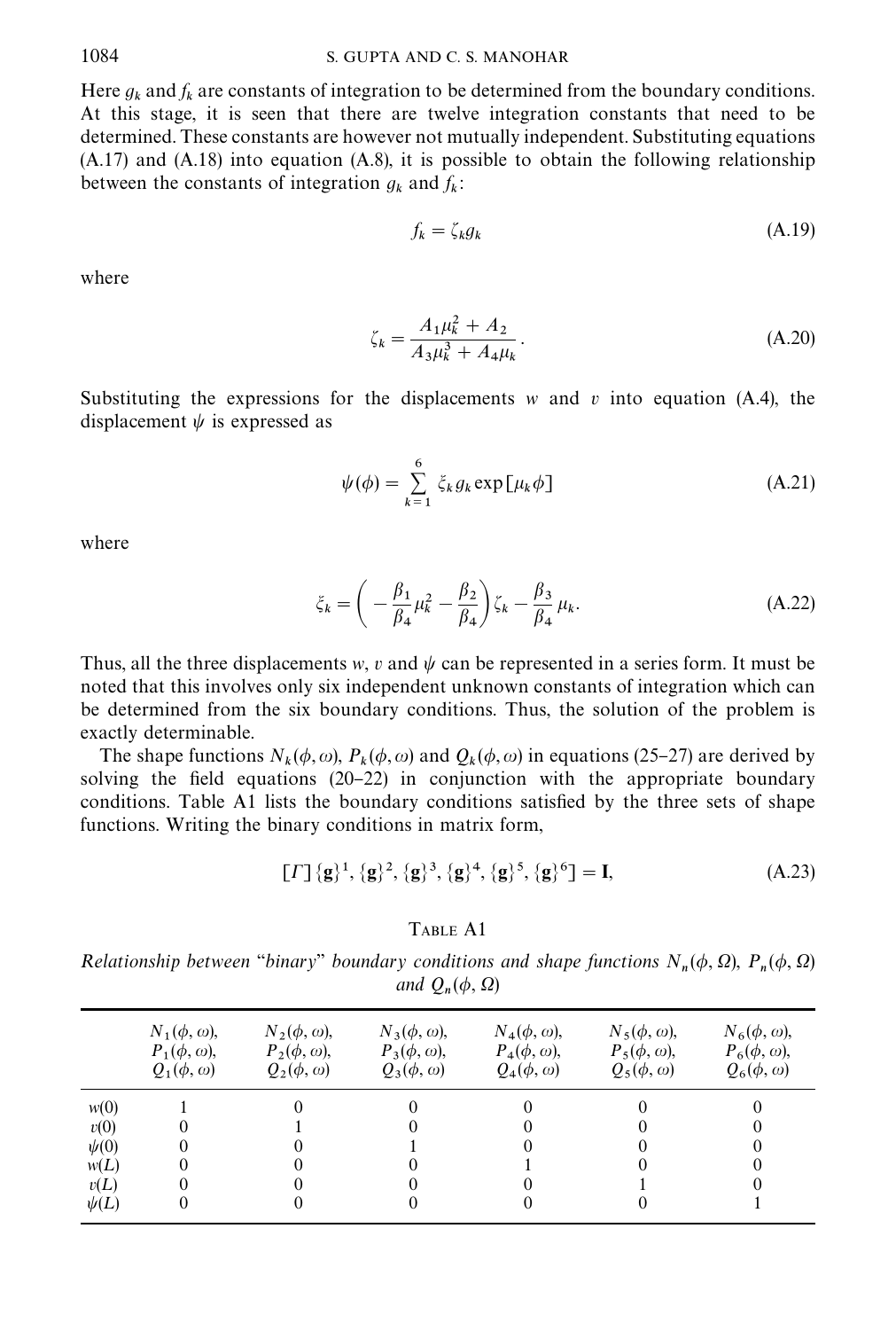Here $g_k$ and $f_k$ are constants of integration to be determined from the boundary conditions. At this stage, it is seen that there are twelve integration constants that need to be determined. These constants are however not mutually independent. Substituting equations (A.17) and (A.18) into equation (A.8), it is possible to obtain the following relationship between the constants of integration $g_k$ and $f_k$:

$$f_k = \zeta_k g_k \tag{A.19}$$

where

$$\zeta_k = \frac{A_1 \mu_k^2 + A_2}{A_3 \mu_k^3 + A_4 \mu_k}. \tag{A.20}$$

Substituting the expressions for the displacements $w$ and $v$ into equation (A.4), the displacement $\psi$ is expressed as

$$\psi(\phi) = \sum_{k=1}^{6} \xi_k g_k \exp[\mu_k \phi] \tag{A.21}$$

where

$$\xi_k = \left( -\frac{\beta_1}{\beta_4}\mu_k^2 - \frac{\beta_2}{\beta_4} \right)\zeta_k - \frac{\beta_3}{\beta_4}\mu_k. \tag{A.22}$$

Thus, all the three displacements $w$, $v$ and $\psi$ can be represented in a series form. It must be noted that this involves only six independent unknown constants of integration which can be determined from the six boundary conditions. Thus, the solution of the problem is exactly determinable.

The shape functions $N_k(\phi, \omega)$, $P_k(\phi, \omega)$ and $Q_k(\phi, \omega)$ in equations (25–27) are derived by solving the field equations (20–22) in conjunction with the appropriate boundary conditions. Table A1 lists the boundary conditions satisfied by the three sets of shape functions. Writing the binary conditions in matrix form,

$$[\Gamma]\,\{\mathbf{g}\}^1, \{\mathbf{g}\}^2, \{\mathbf{g}\}^3, \{\mathbf{g}\}^4, \{\mathbf{g}\}^5, \{\mathbf{g}\}^6] = \mathbf{I}, \tag{A.23}$$

TABLE A1

*Relationship between "binary" boundary conditions and shape functions $N_n(\phi, \Omega)$, $P_n(\phi, \Omega)$ and $Q_n(\phi, \Omega)$*

| | $N_1(\phi, \omega)$, $P_1(\phi, \omega)$, $Q_1(\phi, \omega)$ | $N_2(\phi, \omega)$, $P_2(\phi, \omega)$, $Q_2(\phi, \omega)$ | $N_3(\phi, \omega)$, $P_3(\phi, \omega)$, $Q_3(\phi, \omega)$ | $N_4(\phi, \omega)$, $P_4(\phi, \omega)$, $Q_4(\phi, \omega)$ | $N_5(\phi, \omega)$, $P_5(\phi, \omega)$, $Q_5(\phi, \omega)$ | $N_6(\phi, \omega)$, $P_6(\phi, \omega)$, $Q_6(\phi, \omega)$ |
|---|---|---|---|---|---|---|
| $w(0)$ | 1 | 0 | 0 | 0 | 0 | 0 |
| $v(0)$ | 0 | 1 | 0 | 0 | 0 | 0 |
| $\psi(0)$ | 0 | 0 | 1 | 0 | 0 | 0 |
| $w(L)$ | 0 | 0 | 0 | 1 | 0 | 0 |
| $v(L)$ | 0 | 0 | 0 | 0 | 1 | 0 |
| $\psi(L)$ | 0 | 0 | 0 | 0 | 0 | 1 |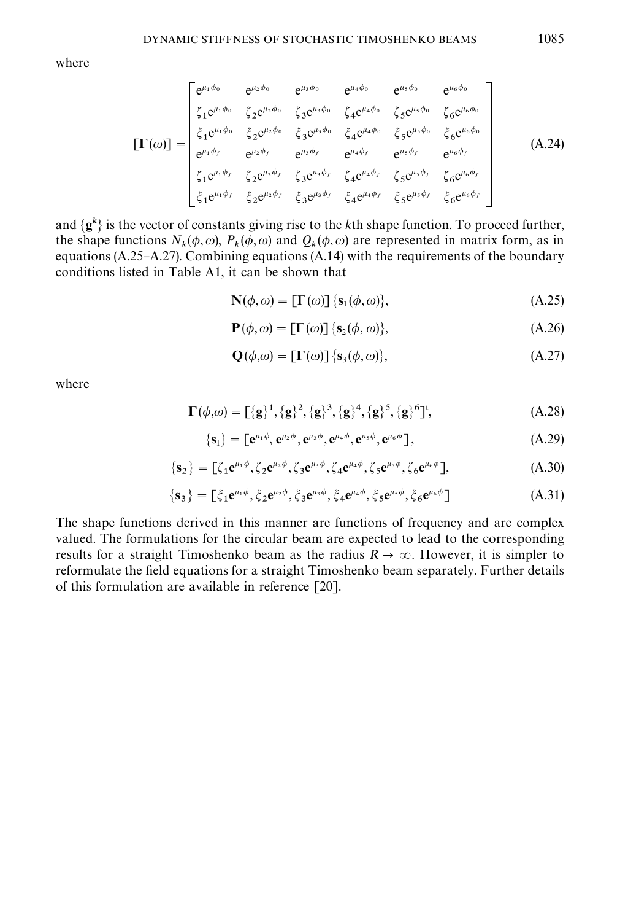where

$$
[\boldsymbol{\Gamma}(\omega)] = \begin{bmatrix}
e^{\mu_1\phi_0} & e^{\mu_2\phi_0} & e^{\mu_3\phi_0} & e^{\mu_4\phi_0} & e^{\mu_5\phi_0} & e^{\mu_6\phi_0} \\
\zeta_1 e^{\mu_1\phi_0} & \zeta_2 e^{\mu_2\phi_0} & \zeta_3 e^{\mu_3\phi_0} & \zeta_4 e^{\mu_4\phi_0} & \zeta_5 e^{\mu_5\phi_0} & \zeta_6 e^{\mu_6\phi_0} \\
\xi_1 e^{\mu_1\phi_0} & \xi_2 e^{\mu_2\phi_0} & \xi_3 e^{\mu_3\phi_0} & \xi_4 e^{\mu_4\phi_0} & \xi_5 e^{\mu_5\phi_0} & \xi_6 e^{\mu_6\phi_0} \\
e^{\mu_1\phi_f} & e^{\mu_2\phi_f} & e^{\mu_3\phi_f} & e^{\mu_4\phi_f} & e^{\mu_5\phi_f} & e^{\mu_6\phi_f} \\
\zeta_1 e^{\mu_1\phi_f} & \zeta_2 e^{\mu_2\phi_f} & \zeta_3 e^{\mu_3\phi_f} & \zeta_4 e^{\mu_4\phi_f} & \zeta_5 e^{\mu_5\phi_f} & \zeta_6 e^{\mu_6\phi_f} \\
\xi_1 e^{\mu_1\phi_f} & \xi_2 e^{\mu_2\phi_f} & \xi_3 e^{\mu_3\phi_f} & \xi_4 e^{\mu_4\phi_f} & \xi_5 e^{\mu_5\phi_f} & \xi_6 e^{\mu_6\phi_f}
\end{bmatrix} \tag{A.24}
$$

and $\{\mathbf{g}^k\}$ is the vector of constants giving rise to the $k$th shape function. To proceed further, the shape functions $N_k(\phi, \omega)$, $P_k(\phi, \omega)$ and $Q_k(\phi, \omega)$ are represented in matrix form, as in equations (A.25–A.27). Combining equations (A.14) with the requirements of the boundary conditions listed in Table A1, it can be shown that

$$\mathbf{N}(\phi, \omega) = [\boldsymbol{\Gamma}(\omega)]\{\mathbf{s}_1(\phi, \omega)\}, \tag{A.25}$$

$$\mathbf{P}(\phi, \omega) = [\boldsymbol{\Gamma}(\omega)]\{\mathbf{s}_2(\phi, \omega)\}, \tag{A.26}$$

$$\mathbf{Q}(\phi, \omega) = [\boldsymbol{\Gamma}(\omega)]\{\mathbf{s}_3(\phi, \omega)\}, \tag{A.27}$$

where

$$\boldsymbol{\Gamma}(\phi, \omega) = [\{\mathbf{g}\}^1, \{\mathbf{g}\}^2, \{\mathbf{g}\}^3, \{\mathbf{g}\}^4, \{\mathbf{g}\}^5, \{\mathbf{g}\}^6]^t, \tag{A.28}$$

$$\{\mathbf{s}_1\} = [\mathbf{e}^{\mu_1\phi}, \mathbf{e}^{\mu_2\phi}, \mathbf{e}^{\mu_3\phi}, \mathbf{e}^{\mu_4\phi}, \mathbf{e}^{\mu_5\phi}, \mathbf{e}^{\mu_6\phi}], \tag{A.29}$$

$$\{\mathbf{s}_2\} = [\zeta_1\mathbf{e}^{\mu_1\phi}, \zeta_2\mathbf{e}^{\mu_2\phi}, \zeta_3\mathbf{e}^{\mu_3\phi}, \zeta_4\mathbf{e}^{\mu_4\phi}, \zeta_5\mathbf{e}^{\mu_5\phi}, \zeta_6\mathbf{e}^{\mu_6\phi}], \tag{A.30}$$

$$\{\mathbf{s}_3\} = [\xi_1\mathbf{e}^{\mu_1\phi}, \xi_2\mathbf{e}^{\mu_2\phi}, \xi_3\mathbf{e}^{\mu_3\phi}, \xi_4\mathbf{e}^{\mu_4\phi}, \xi_5\mathbf{e}^{\mu_5\phi}, \xi_6\mathbf{e}^{\mu_6\phi}] \tag{A.31}$$

The shape functions derived in this manner are functions of frequency and are complex valued. The formulations for the circular beam are expected to lead to the corresponding results for a straight Timoshenko beam as the radius $R \to \infty$. However, it is simpler to reformulate the field equations for a straight Timoshenko beam separately. Further details of this formulation are available in reference [20].